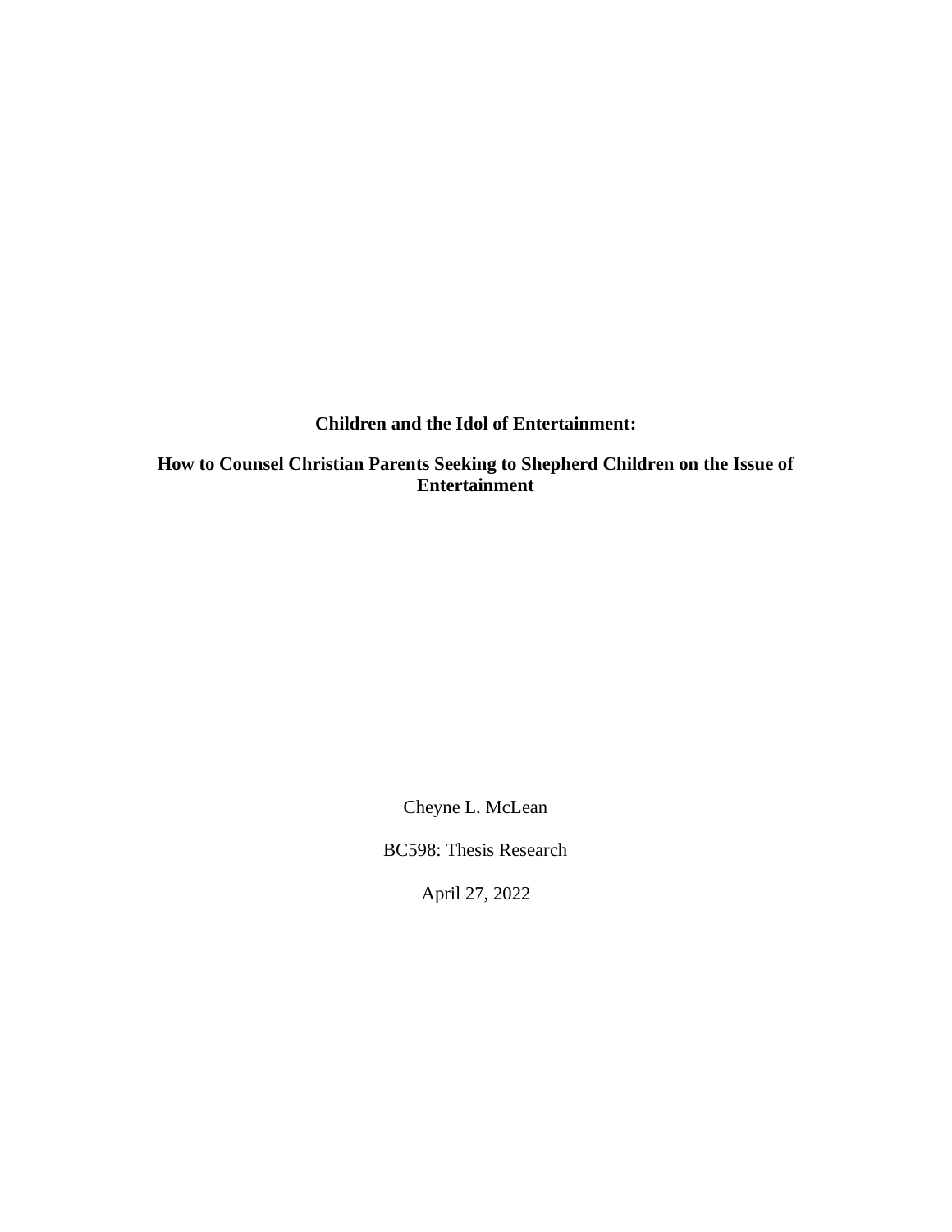# Children and the Idol of Entertainment:

## How to Counsel Christian Parents Seeking to Shepherd Children on the Issue of Entertainment

Cheyne L. McLean

BC598: Thesis Research

April 27, 2022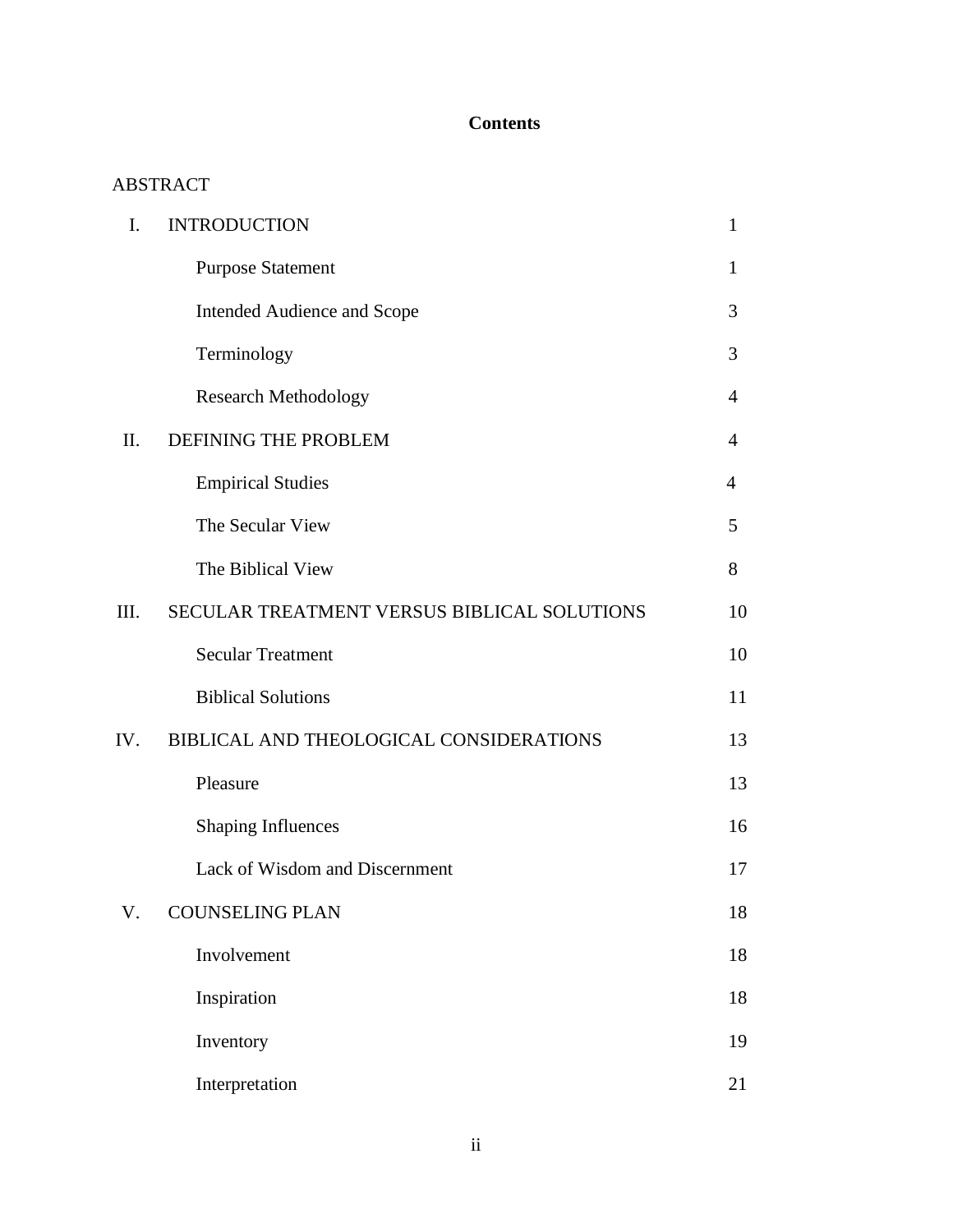# Contents

ABSTRACT

| | | |
|---|---|---|
| I. | INTRODUCTION | 1 |
| | Purpose Statement | 1 |
| | Intended Audience and Scope | 3 |
| | Terminology | 3 |
| | Research Methodology | 4 |
| II. | DEFINING THE PROBLEM | 4 |
| | Empirical Studies | 4 |
| | The Secular View | 5 |
| | The Biblical View | 8 |
| III. | SECULAR TREATMENT VERSUS BIBLICAL SOLUTIONS | 10 |
| | Secular Treatment | 10 |
| | Biblical Solutions | 11 |
| IV. | BIBLICAL AND THEOLOGICAL CONSIDERATIONS | 13 |
| | Pleasure | 13 |
| | Shaping Influences | 16 |
| | Lack of Wisdom and Discernment | 17 |
| V. | COUNSELING PLAN | 18 |
| | Involvement | 18 |
| | Inspiration | 18 |
| | Inventory | 19 |
| | Interpretation | 21 |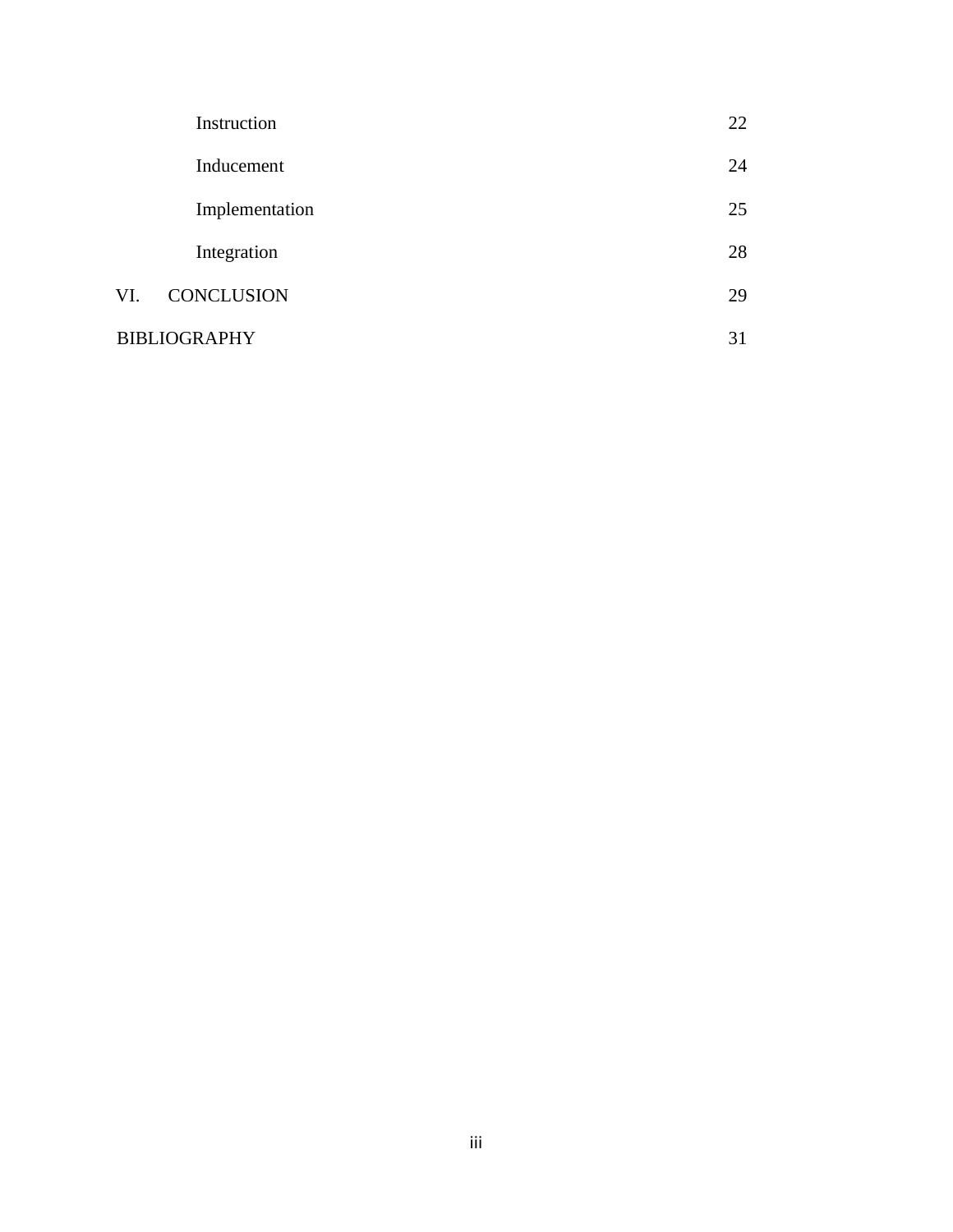| | |
|---|---|
| Instruction | 22 |
| Inducement | 24 |
| Implementation | 25 |
| Integration | 28 |
| VI. CONCLUSION | 29 |
| BIBLIOGRAPHY | 31 |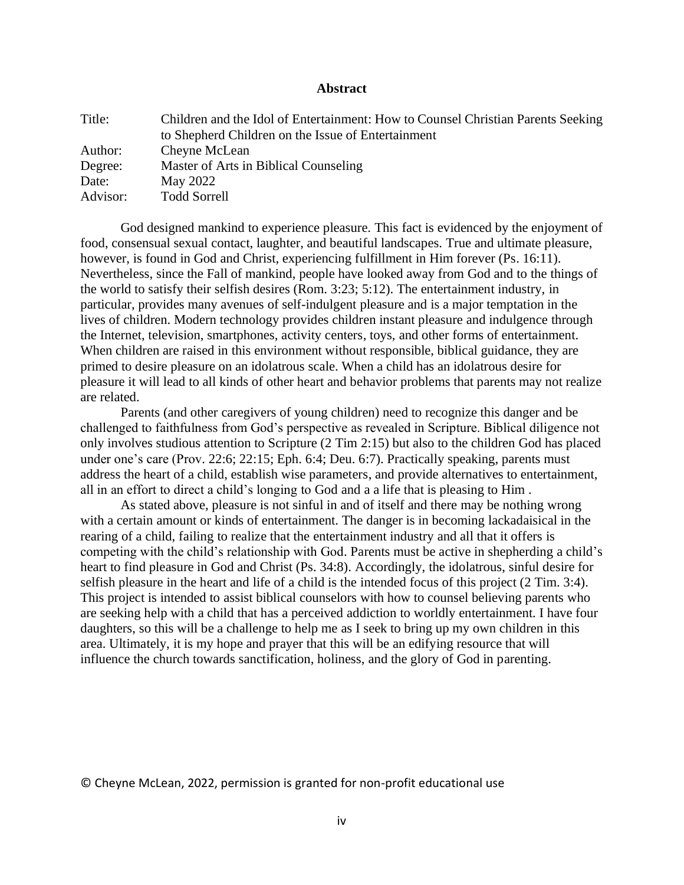**Abstract**

| | |
|---|---|
| Title: | Children and the Idol of Entertainment: How to Counsel Christian Parents Seeking to Shepherd Children on the Issue of Entertainment |
| Author: | Cheyne McLean |
| Degree: | Master of Arts in Biblical Counseling |
| Date: | May 2022 |
| Advisor: | Todd Sorrell |

God designed mankind to experience pleasure. This fact is evidenced by the enjoyment of food, consensual sexual contact, laughter, and beautiful landscapes. True and ultimate pleasure, however, is found in God and Christ, experiencing fulfillment in Him forever (Ps. 16:11). Nevertheless, since the Fall of mankind, people have looked away from God and to the things of the world to satisfy their selfish desires (Rom. 3:23; 5:12). The entertainment industry, in particular, provides many avenues of self-indulgent pleasure and is a major temptation in the lives of children. Modern technology provides children instant pleasure and indulgence through the Internet, television, smartphones, activity centers, toys, and other forms of entertainment. When children are raised in this environment without responsible, biblical guidance, they are primed to desire pleasure on an idolatrous scale. When a child has an idolatrous desire for pleasure it will lead to all kinds of other heart and behavior problems that parents may not realize are related.

Parents (and other caregivers of young children) need to recognize this danger and be challenged to faithfulness from God's perspective as revealed in Scripture. Biblical diligence not only involves studious attention to Scripture (2 Tim 2:15) but also to the children God has placed under one's care (Prov. 22:6; 22:15; Eph. 6:4; Deu. 6:7). Practically speaking, parents must address the heart of a child, establish wise parameters, and provide alternatives to entertainment, all in an effort to direct a child's longing to God and a a life that is pleasing to Him .

As stated above, pleasure is not sinful in and of itself and there may be nothing wrong with a certain amount or kinds of entertainment. The danger is in becoming lackadaisical in the rearing of a child, failing to realize that the entertainment industry and all that it offers is competing with the child's relationship with God. Parents must be active in shepherding a child's heart to find pleasure in God and Christ (Ps. 34:8). Accordingly, the idolatrous, sinful desire for selfish pleasure in the heart and life of a child is the intended focus of this project (2 Tim. 3:4). This project is intended to assist biblical counselors with how to counsel believing parents who are seeking help with a child that has a perceived addiction to worldly entertainment. I have four daughters, so this will be a challenge to help me as I seek to bring up my own children in this area. Ultimately, it is my hope and prayer that this will be an edifying resource that will influence the church towards sanctification, holiness, and the glory of God in parenting.

© Cheyne McLean, 2022, permission is granted for non-profit educational use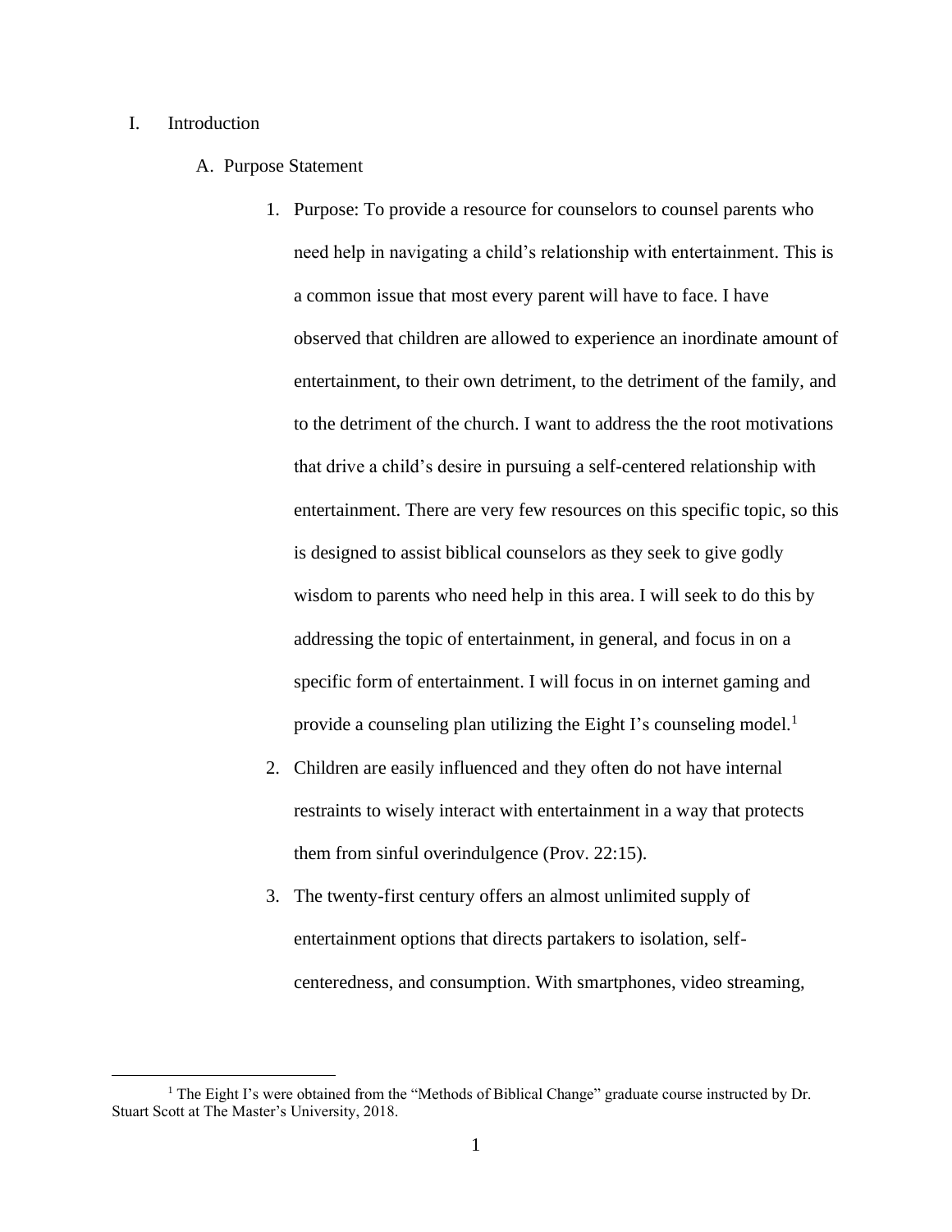I. Introduction

A. Purpose Statement

1. Purpose: To provide a resource for counselors to counsel parents who need help in navigating a child's relationship with entertainment. This is a common issue that most every parent will have to face. I have observed that children are allowed to experience an inordinate amount of entertainment, to their own detriment, to the detriment of the family, and to the detriment of the church. I want to address the the root motivations that drive a child's desire in pursuing a self-centered relationship with entertainment. There are very few resources on this specific topic, so this is designed to assist biblical counselors as they seek to give godly wisdom to parents who need help in this area. I will seek to do this by addressing the topic of entertainment, in general, and focus in on a specific form of entertainment. I will focus in on internet gaming and provide a counseling plan utilizing the Eight I's counseling model.[1]
2. Children are easily influenced and they often do not have internal restraints to wisely interact with entertainment in a way that protects them from sinful overindulgence (Prov. 22:15).
3. The twenty-first century offers an almost unlimited supply of entertainment options that directs partakers to isolation, self-centeredness, and consumption. With smartphones, video streaming,

[1] The Eight I's were obtained from the "Methods of Biblical Change" graduate course instructed by Dr. Stuart Scott at The Master's University, 2018.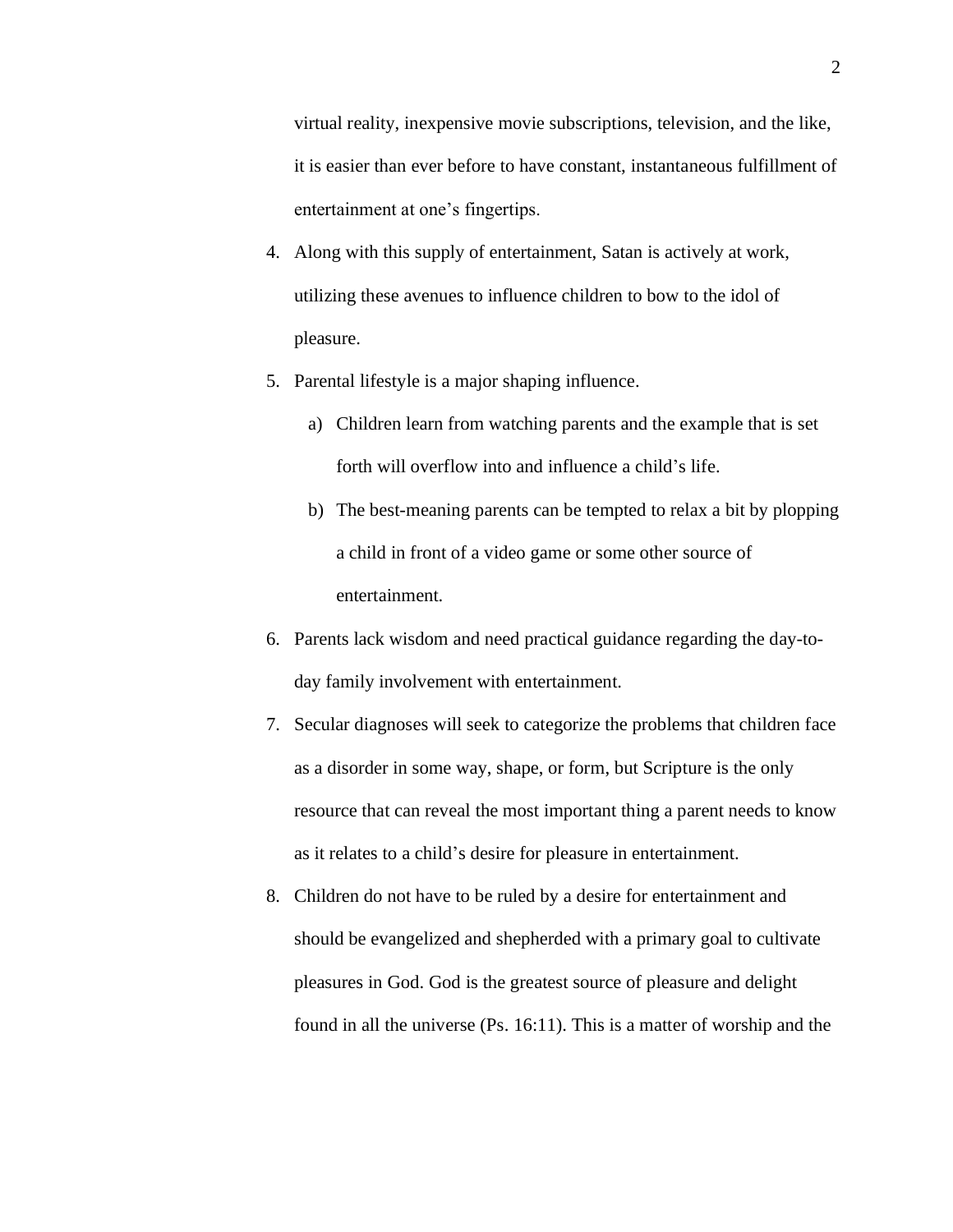virtual reality, inexpensive movie subscriptions, television, and the like, it is easier than ever before to have constant, instantaneous fulfillment of entertainment at one's fingertips.

4. Along with this supply of entertainment, Satan is actively at work, utilizing these avenues to influence children to bow to the idol of pleasure.
5. Parental lifestyle is a major shaping influence.
   a) Children learn from watching parents and the example that is set forth will overflow into and influence a child's life.
   b) The best-meaning parents can be tempted to relax a bit by plopping a child in front of a video game or some other source of entertainment.
6. Parents lack wisdom and need practical guidance regarding the day-to-day family involvement with entertainment.
7. Secular diagnoses will seek to categorize the problems that children face as a disorder in some way, shape, or form, but Scripture is the only resource that can reveal the most important thing a parent needs to know as it relates to a child's desire for pleasure in entertainment.
8. Children do not have to be ruled by a desire for entertainment and should be evangelized and shepherded with a primary goal to cultivate pleasures in God. God is the greatest source of pleasure and delight found in all the universe (Ps. 16:11). This is a matter of worship and the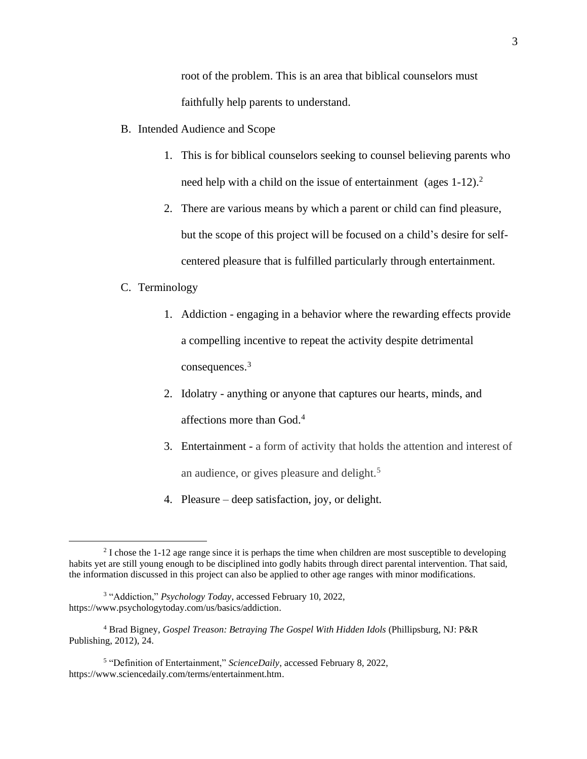root of the problem. This is an area that biblical counselors must faithfully help parents to understand.

B. Intended Audience and Scope

1. This is for biblical counselors seeking to counsel believing parents who need help with a child on the issue of entertainment (ages 1-12).[2]
2. There are various means by which a parent or child can find pleasure, but the scope of this project will be focused on a child's desire for self-centered pleasure that is fulfilled particularly through entertainment.

C. Terminology

1. Addiction - engaging in a behavior where the rewarding effects provide a compelling incentive to repeat the activity despite detrimental consequences.[3]
2. Idolatry - anything or anyone that captures our hearts, minds, and affections more than God.[4]
3. Entertainment - a form of activity that holds the attention and interest of an audience, or gives pleasure and delight.[5]
4. Pleasure – deep satisfaction, joy, or delight.

---

[2] I chose the 1-12 age range since it is perhaps the time when children are most susceptible to developing habits yet are still young enough to be disciplined into godly habits through direct parental intervention. That said, the information discussed in this project can also be applied to other age ranges with minor modifications.

[3] "Addiction," *Psychology Today*, accessed February 10, 2022, https://www.psychologytoday.com/us/basics/addiction.

[4] Brad Bigney, *Gospel Treason: Betraying The Gospel With Hidden Idols* (Phillipsburg, NJ: P&R Publishing, 2012), 24.

[5] "Definition of Entertainment," *ScienceDaily*, accessed February 8, 2022, https://www.sciencedaily.com/terms/entertainment.htm.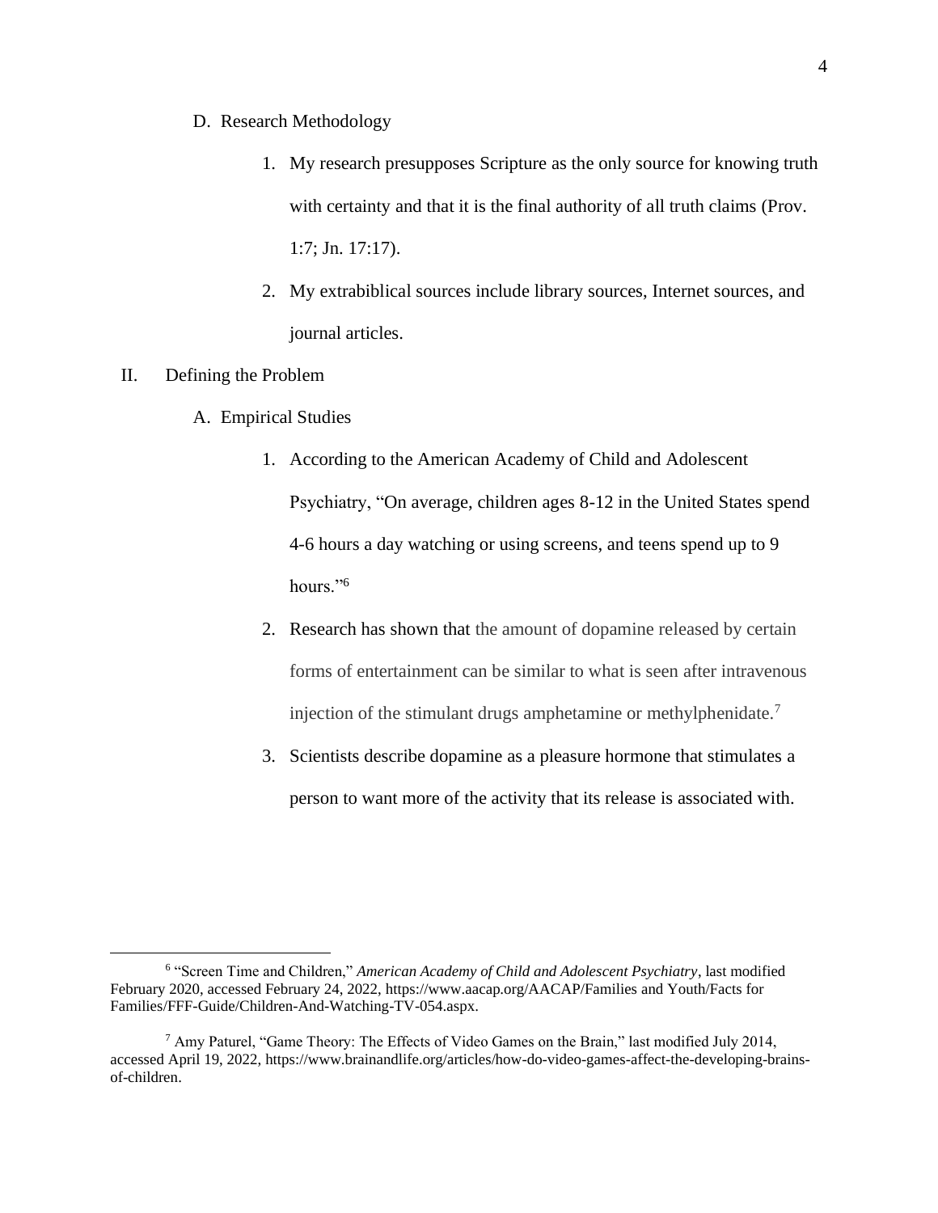D. Research Methodology

1. My research presupposes Scripture as the only source for knowing truth with certainty and that it is the final authority of all truth claims (Prov. 1:7; Jn. 17:17).
2. My extrabiblical sources include library sources, Internet sources, and journal articles.

II. Defining the Problem

A. Empirical Studies

1. According to the American Academy of Child and Adolescent Psychiatry, "On average, children ages 8-12 in the United States spend 4-6 hours a day watching or using screens, and teens spend up to 9 hours."[6]
2. Research has shown that the amount of dopamine released by certain forms of entertainment can be similar to what is seen after intravenous injection of the stimulant drugs amphetamine or methylphenidate.[7]
3. Scientists describe dopamine as a pleasure hormone that stimulates a person to want more of the activity that its release is associated with.

---

[6] "Screen Time and Children," *American Academy of Child and Adolescent Psychiatry*, last modified February 2020, accessed February 24, 2022, https://www.aacap.org/AACAP/Families and Youth/Facts for Families/FFF-Guide/Children-And-Watching-TV-054.aspx.

[7] Amy Paturel, "Game Theory: The Effects of Video Games on the Brain," last modified July 2014, accessed April 19, 2022, https://www.brainandlife.org/articles/how-do-video-games-affect-the-developing-brains-of-children.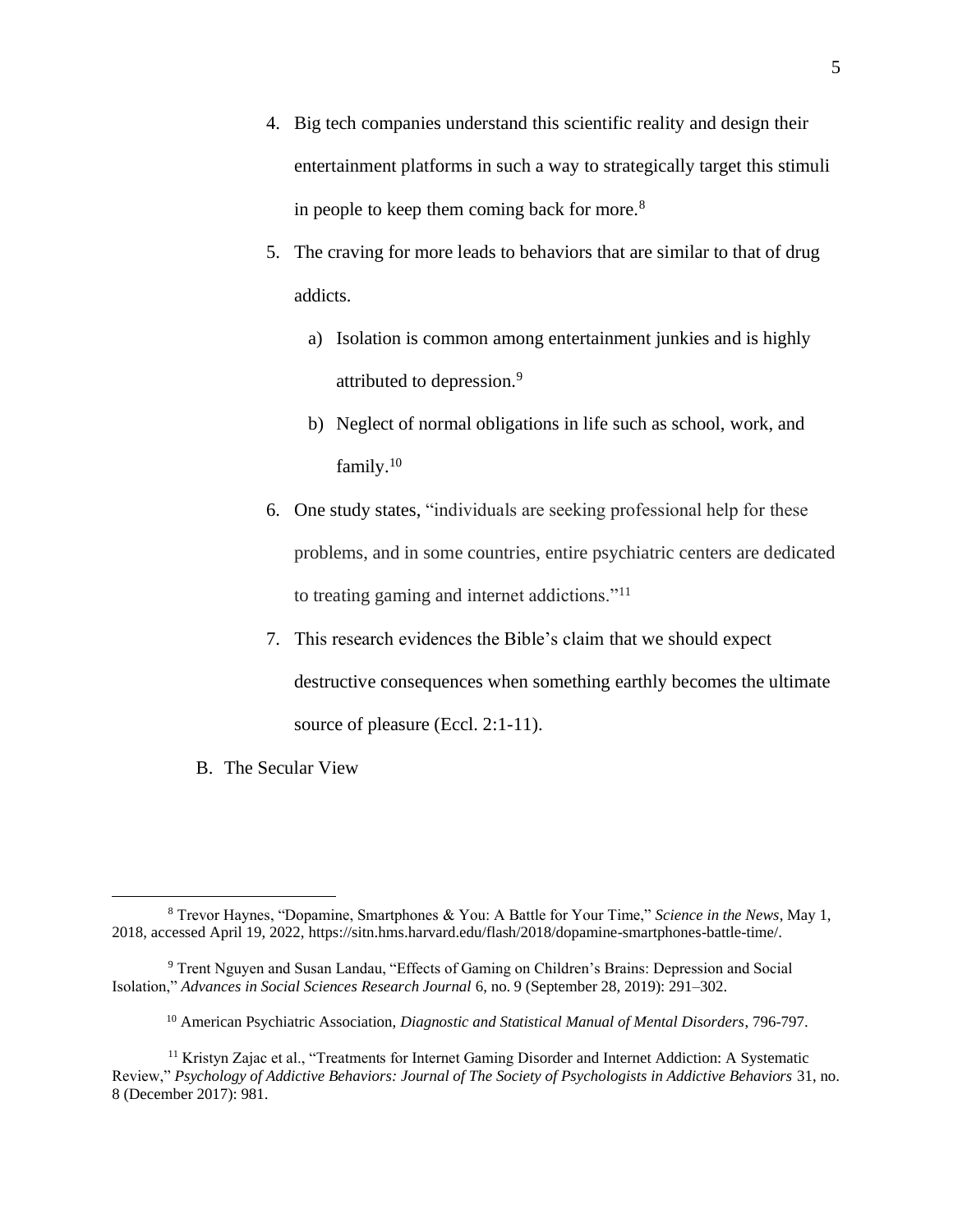4. Big tech companies understand this scientific reality and design their entertainment platforms in such a way to strategically target this stimuli in people to keep them coming back for more.[8]
5. The craving for more leads to behaviors that are similar to that of drug addicts.
   a) Isolation is common among entertainment junkies and is highly attributed to depression.[9]
   b) Neglect of normal obligations in life such as school, work, and family.[10]
6. One study states, "individuals are seeking professional help for these problems, and in some countries, entire psychiatric centers are dedicated to treating gaming and internet addictions."[11]
7. This research evidences the Bible's claim that we should expect destructive consequences when something earthly becomes the ultimate source of pleasure (Eccl. 2:1-11).

B. The Secular View

---

[8] Trevor Haynes, "Dopamine, Smartphones & You: A Battle for Your Time," *Science in the News*, May 1, 2018, accessed April 19, 2022, https://sitn.hms.harvard.edu/flash/2018/dopamine-smartphones-battle-time/.

[9] Trent Nguyen and Susan Landau, "Effects of Gaming on Children's Brains: Depression and Social Isolation," *Advances in Social Sciences Research Journal* 6, no. 9 (September 28, 2019): 291–302.

[10] American Psychiatric Association, *Diagnostic and Statistical Manual of Mental Disorders*, 796-797.

[11] Kristyn Zajac et al., "Treatments for Internet Gaming Disorder and Internet Addiction: A Systematic Review," *Psychology of Addictive Behaviors: Journal of The Society of Psychologists in Addictive Behaviors* 31, no. 8 (December 2017): 981.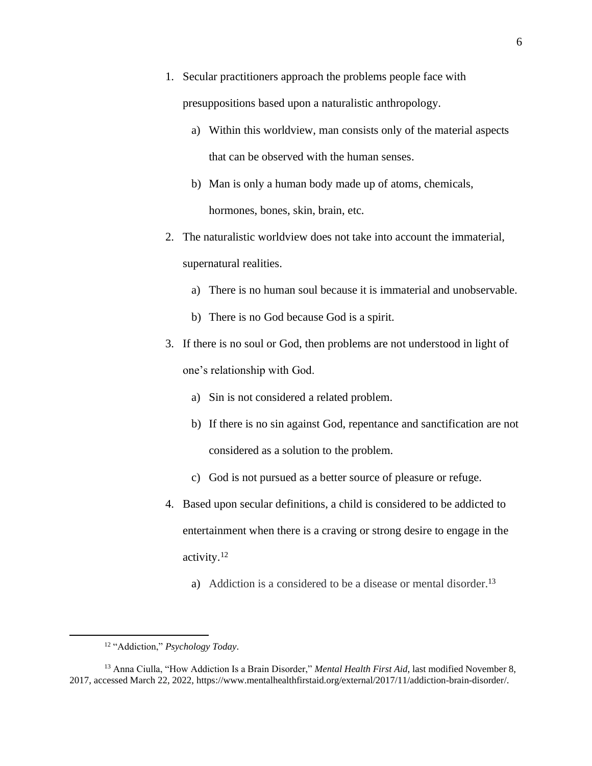1. Secular practitioners approach the problems people face with presuppositions based upon a naturalistic anthropology.
   a) Within this worldview, man consists only of the material aspects that can be observed with the human senses.
   b) Man is only a human body made up of atoms, chemicals, hormones, bones, skin, brain, etc.
2. The naturalistic worldview does not take into account the immaterial, supernatural realities.
   a) There is no human soul because it is immaterial and unobservable.
   b) There is no God because God is a spirit.
3. If there is no soul or God, then problems are not understood in light of one's relationship with God.
   a) Sin is not considered a related problem.
   b) If there is no sin against God, repentance and sanctification are not considered as a solution to the problem.
   c) God is not pursued as a better source of pleasure or refuge.
4. Based upon secular definitions, a child is considered to be addicted to entertainment when there is a craving or strong desire to engage in the activity.[12]
   a) Addiction is a considered to be a disease or mental disorder.[13]

---

[12] "Addiction," *Psychology Today*.

[13] Anna Ciulla, "How Addiction Is a Brain Disorder," *Mental Health First Aid*, last modified November 8, 2017, accessed March 22, 2022, https://www.mentalhealthfirstaid.org/external/2017/11/addiction-brain-disorder/.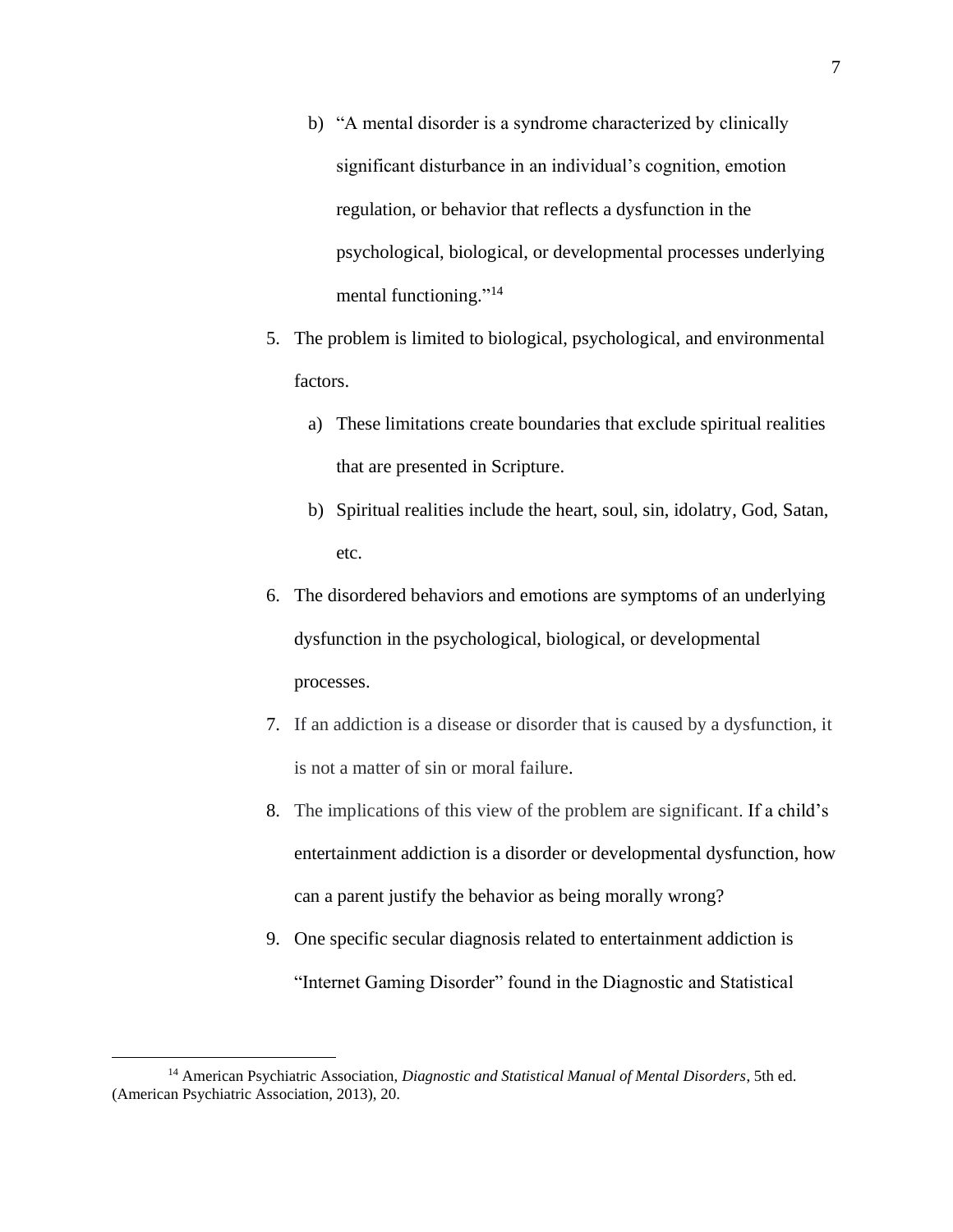b) "A mental disorder is a syndrome characterized by clinically significant disturbance in an individual's cognition, emotion regulation, or behavior that reflects a dysfunction in the psychological, biological, or developmental processes underlying mental functioning."[14]

5. The problem is limited to biological, psychological, and environmental factors.
   a) These limitations create boundaries that exclude spiritual realities that are presented in Scripture.
   b) Spiritual realities include the heart, soul, sin, idolatry, God, Satan, etc.
6. The disordered behaviors and emotions are symptoms of an underlying dysfunction in the psychological, biological, or developmental processes.
7. If an addiction is a disease or disorder that is caused by a dysfunction, it is not a matter of sin or moral failure.
8. The implications of this view of the problem are significant. If a child's entertainment addiction is a disorder or developmental dysfunction, how can a parent justify the behavior as being morally wrong?
9. One specific secular diagnosis related to entertainment addiction is "Internet Gaming Disorder" found in the Diagnostic and Statistical

---

[14] American Psychiatric Association, *Diagnostic and Statistical Manual of Mental Disorders*, 5th ed. (American Psychiatric Association, 2013), 20.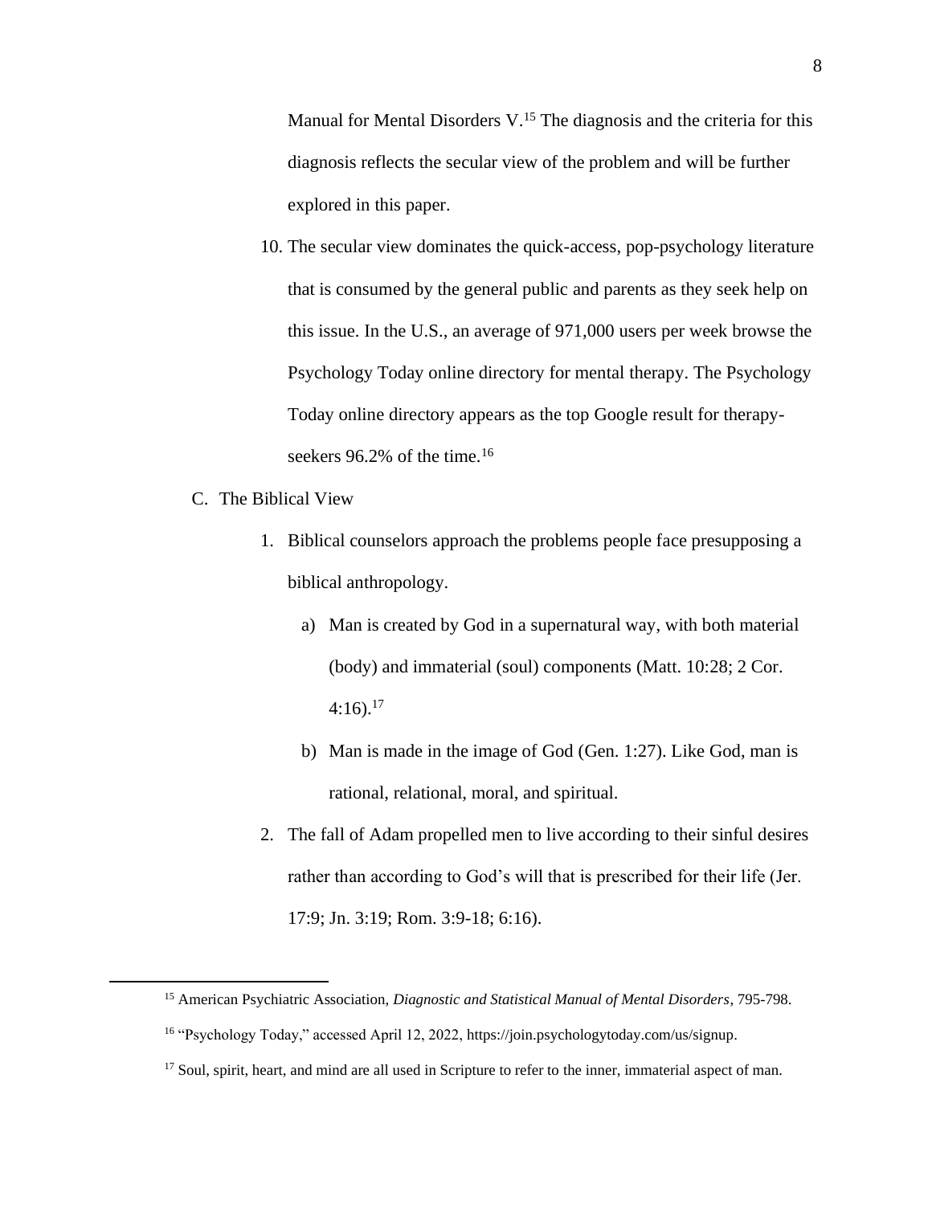Manual for Mental Disorders V.[15] The diagnosis and the criteria for this diagnosis reflects the secular view of the problem and will be further explored in this paper.

10. The secular view dominates the quick-access, pop-psychology literature that is consumed by the general public and parents as they seek help on this issue. In the U.S., an average of 971,000 users per week browse the Psychology Today online directory for mental therapy. The Psychology Today online directory appears as the top Google result for therapy-seekers 96.2% of the time.[16]

C. The Biblical View

   1. Biblical counselors approach the problems people face presupposing a biblical anthropology.

      a) Man is created by God in a supernatural way, with both material (body) and immaterial (soul) components (Matt. 10:28; 2 Cor. 4:16).[17]

      b) Man is made in the image of God (Gen. 1:27). Like God, man is rational, relational, moral, and spiritual.

   2. The fall of Adam propelled men to live according to their sinful desires rather than according to God's will that is prescribed for their life (Jer. 17:9; Jn. 3:19; Rom. 3:9-18; 6:16).

---

[15] American Psychiatric Association, *Diagnostic and Statistical Manual of Mental Disorders*, 795-798.

[16] "Psychology Today," accessed April 12, 2022, https://join.psychologytoday.com/us/signup.

[17] Soul, spirit, heart, and mind are all used in Scripture to refer to the inner, immaterial aspect of man.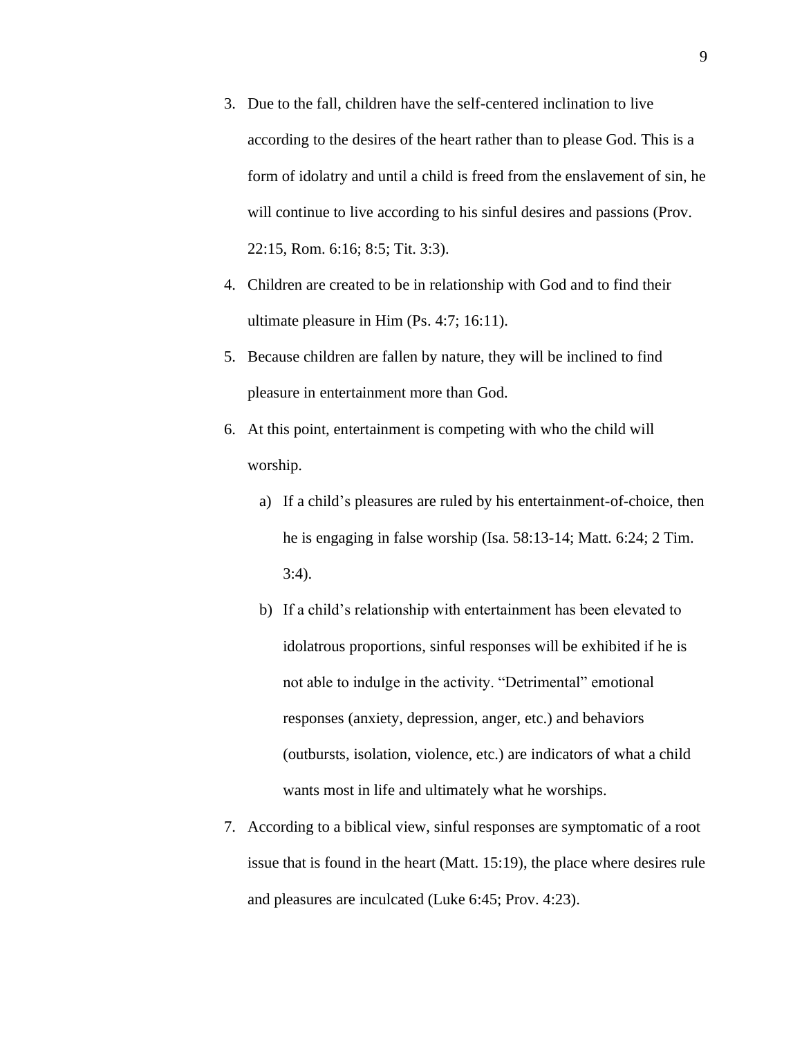3. Due to the fall, children have the self-centered inclination to live according to the desires of the heart rather than to please God. This is a form of idolatry and until a child is freed from the enslavement of sin, he will continue to live according to his sinful desires and passions (Prov. 22:15, Rom. 6:16; 8:5; Tit. 3:3).
4. Children are created to be in relationship with God and to find their ultimate pleasure in Him (Ps. 4:7; 16:11).
5. Because children are fallen by nature, they will be inclined to find pleasure in entertainment more than God.
6. At this point, entertainment is competing with who the child will worship.
   a) If a child's pleasures are ruled by his entertainment-of-choice, then he is engaging in false worship (Isa. 58:13-14; Matt. 6:24; 2 Tim. 3:4).
   b) If a child's relationship with entertainment has been elevated to idolatrous proportions, sinful responses will be exhibited if he is not able to indulge in the activity. "Detrimental" emotional responses (anxiety, depression, anger, etc.) and behaviors (outbursts, isolation, violence, etc.) are indicators of what a child wants most in life and ultimately what he worships.
7. According to a biblical view, sinful responses are symptomatic of a root issue that is found in the heart (Matt. 15:19), the place where desires rule and pleasures are inculcated (Luke 6:45; Prov. 4:23).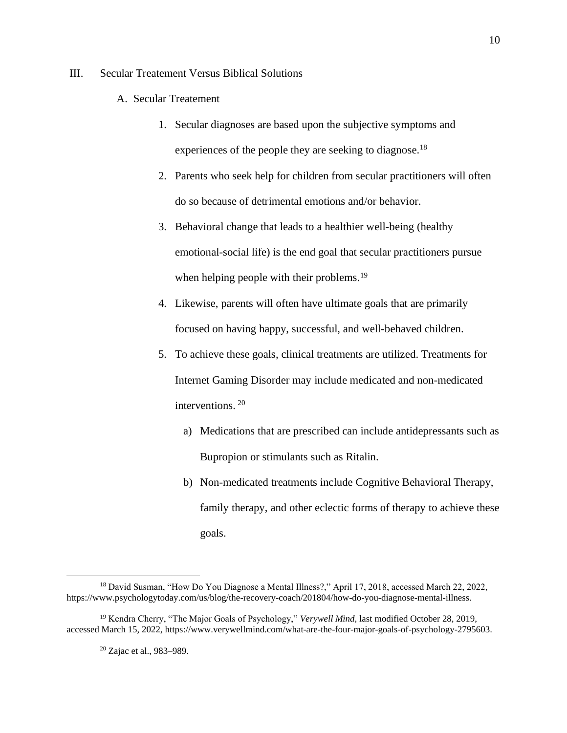III. Secular Treatement Versus Biblical Solutions

A. Secular Treatement

1. Secular diagnoses are based upon the subjective symptoms and experiences of the people they are seeking to diagnose.[18]
2. Parents who seek help for children from secular practitioners will often do so because of detrimental emotions and/or behavior.
3. Behavioral change that leads to a healthier well-being (healthy emotional-social life) is the end goal that secular practitioners pursue when helping people with their problems.[19]
4. Likewise, parents will often have ultimate goals that are primarily focused on having happy, successful, and well-behaved children.
5. To achieve these goals, clinical treatments are utilized. Treatments for Internet Gaming Disorder may include medicated and non-medicated interventions.[20]
    a) Medications that are prescribed can include antidepressants such as Bupropion or stimulants such as Ritalin.
    b) Non-medicated treatments include Cognitive Behavioral Therapy, family therapy, and other eclectic forms of therapy to achieve these goals.

---

[18] David Susman, "How Do You Diagnose a Mental Illness?," April 17, 2018, accessed March 22, 2022, https://www.psychologytoday.com/us/blog/the-recovery-coach/201804/how-do-you-diagnose-mental-illness.

[19] Kendra Cherry, "The Major Goals of Psychology," *Verywell Mind*, last modified October 28, 2019, accessed March 15, 2022, https://www.verywellmind.com/what-are-the-four-major-goals-of-psychology-2795603.

[20] Zajac et al., 983–989.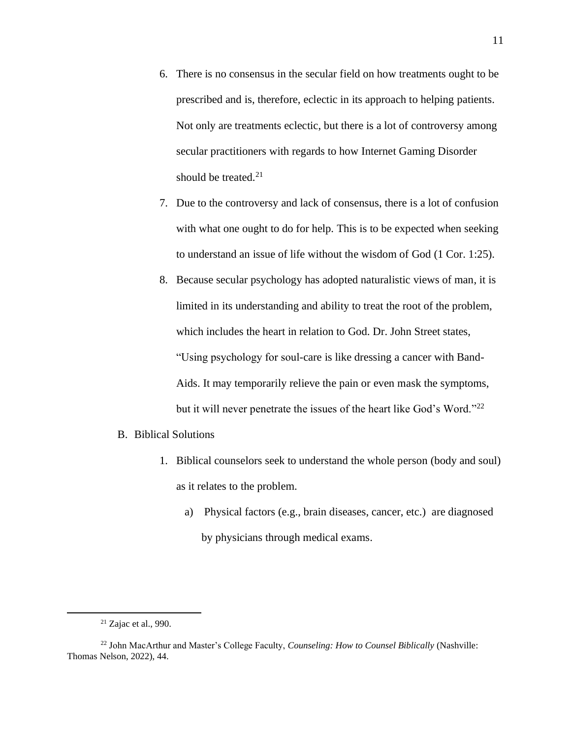6. There is no consensus in the secular field on how treatments ought to be prescribed and is, therefore, eclectic in its approach to helping patients. Not only are treatments eclectic, but there is a lot of controversy among secular practitioners with regards to how Internet Gaming Disorder should be treated.[21]
7. Due to the controversy and lack of consensus, there is a lot of confusion with what one ought to do for help. This is to be expected when seeking to understand an issue of life without the wisdom of God (1 Cor. 1:25).
8. Because secular psychology has adopted naturalistic views of man, it is limited in its understanding and ability to treat the root of the problem, which includes the heart in relation to God. Dr. John Street states, "Using psychology for soul-care is like dressing a cancer with Band-Aids. It may temporarily relieve the pain or even mask the symptoms, but it will never penetrate the issues of the heart like God's Word."[22]

B. Biblical Solutions

1. Biblical counselors seek to understand the whole person (body and soul) as it relates to the problem.
   a) Physical factors (e.g., brain diseases, cancer, etc.) are diagnosed by physicians through medical exams.

---

[21] Zajac et al., 990.

[22] John MacArthur and Master's College Faculty, *Counseling: How to Counsel Biblically* (Nashville: Thomas Nelson, 2022), 44.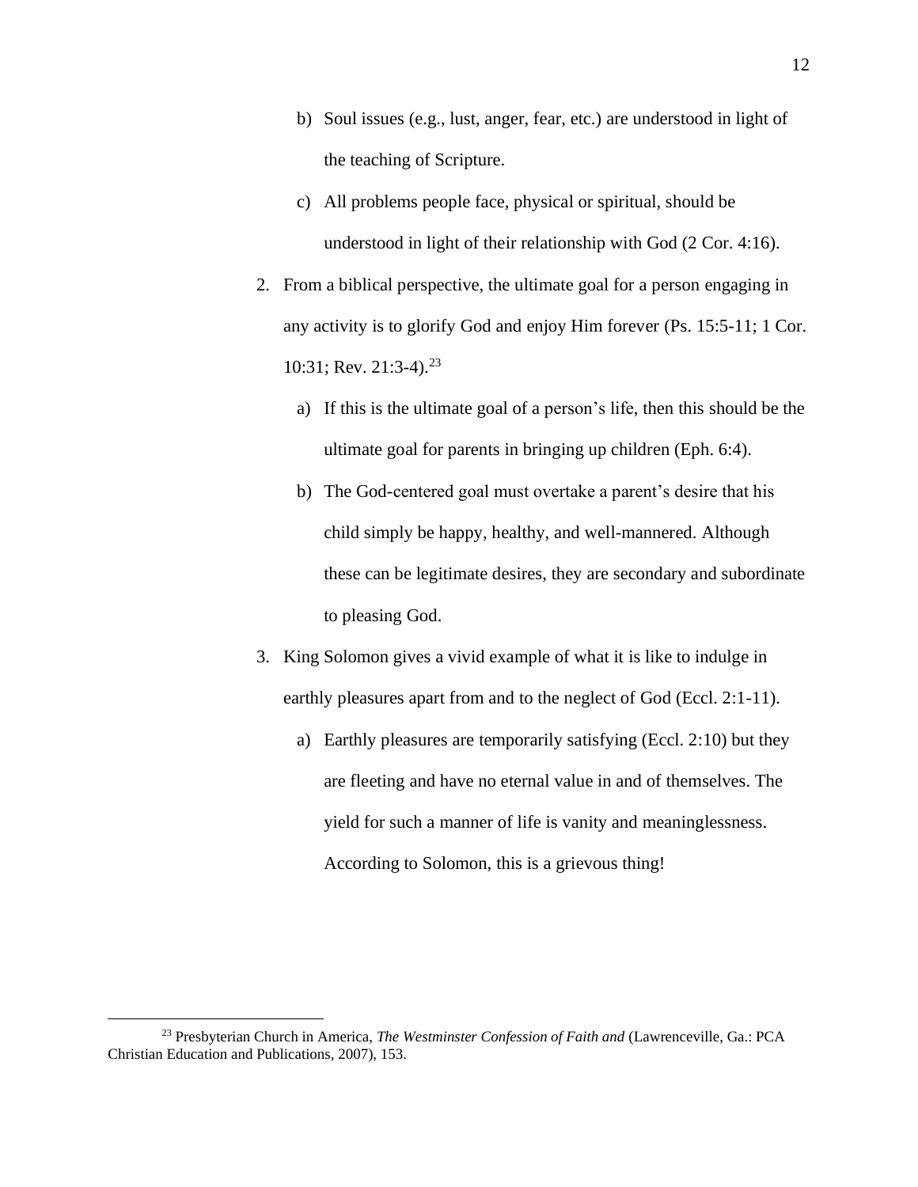b) Soul issues (e.g., lust, anger, fear, etc.) are understood in light of the teaching of Scripture.

c) All problems people face, physical or spiritual, should be understood in light of their relationship with God (2 Cor. 4:16).

2. From a biblical perspective, the ultimate goal for a person engaging in any activity is to glorify God and enjoy Him forever (Ps. 15:5-11; 1 Cor. 10:31; Rev. 21:3-4).[23]

   a) If this is the ultimate goal of a person's life, then this should be the ultimate goal for parents in bringing up children (Eph. 6:4).

   b) The God-centered goal must overtake a parent's desire that his child simply be happy, healthy, and well-mannered. Although these can be legitimate desires, they are secondary and subordinate to pleasing God.

3. King Solomon gives a vivid example of what it is like to indulge in earthly pleasures apart from and to the neglect of God (Eccl. 2:1-11).

   a) Earthly pleasures are temporarily satisfying (Eccl. 2:10) but they are fleeting and have no eternal value in and of themselves. The yield for such a manner of life is vanity and meaninglessness. According to Solomon, this is a grievous thing!

---

[23] Presbyterian Church in America, *The Westminster Confession of Faith and* (Lawrenceville, Ga.: PCA Christian Education and Publications, 2007), 153.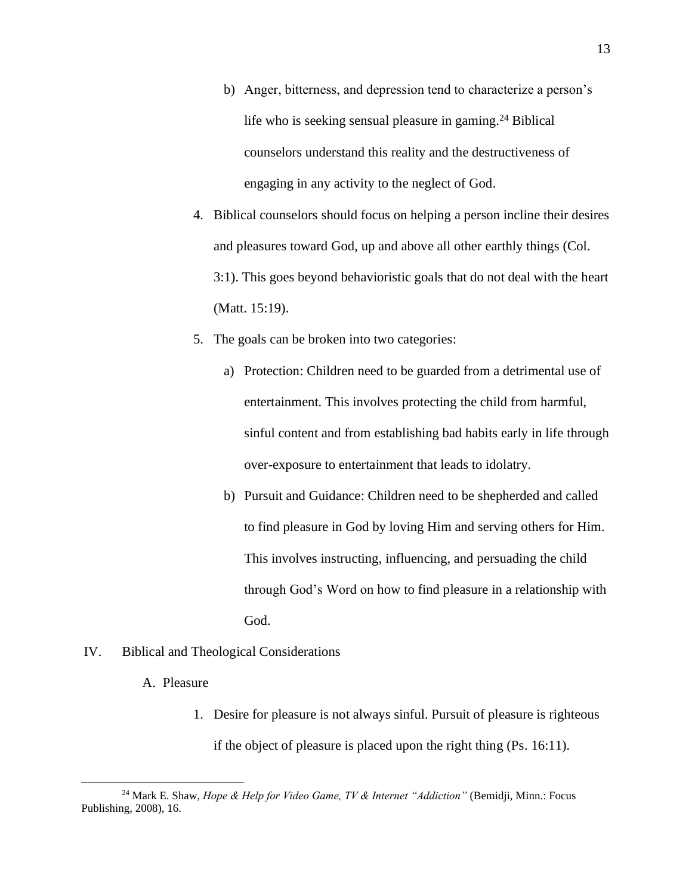b) Anger, bitterness, and depression tend to characterize a person's life who is seeking sensual pleasure in gaming.[24] Biblical counselors understand this reality and the destructiveness of engaging in any activity to the neglect of God.

4. Biblical counselors should focus on helping a person incline their desires and pleasures toward God, up and above all other earthly things (Col. 3:1). This goes beyond behavioristic goals that do not deal with the heart (Matt. 15:19).

5. The goals can be broken into two categories:

   a) Protection: Children need to be guarded from a detrimental use of entertainment. This involves protecting the child from harmful, sinful content and from establishing bad habits early in life through over-exposure to entertainment that leads to idolatry.

   b) Pursuit and Guidance: Children need to be shepherded and called to find pleasure in God by loving Him and serving others for Him. This involves instructing, influencing, and persuading the child through God's Word on how to find pleasure in a relationship with God.

IV. Biblical and Theological Considerations

A. Pleasure

1. Desire for pleasure is not always sinful. Pursuit of pleasure is righteous if the object of pleasure is placed upon the right thing (Ps. 16:11).

---

[24] Mark E. Shaw, *Hope & Help for Video Game, TV & Internet "Addiction"* (Bemidji, Minn.: Focus Publishing, 2008), 16.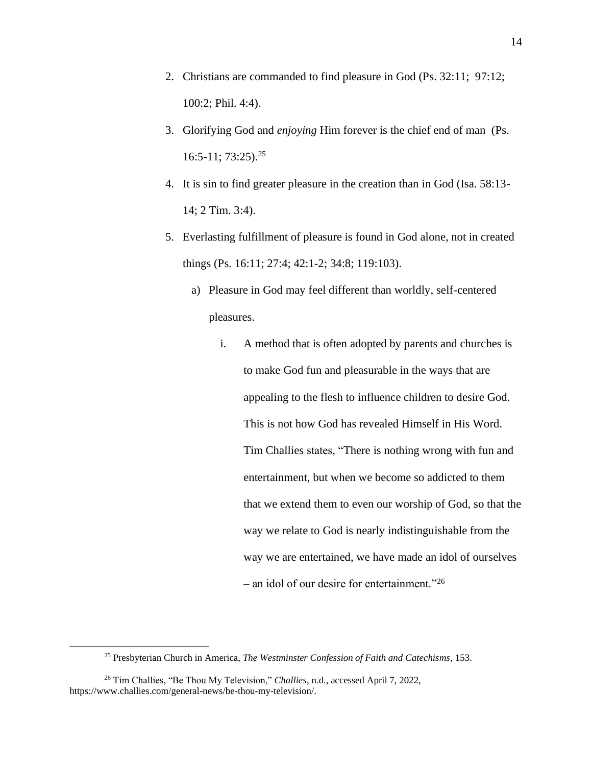2. Christians are commanded to find pleasure in God (Ps. 32:11; 97:12; 100:2; Phil. 4:4).
3. Glorifying God and *enjoying* Him forever is the chief end of man (Ps. 16:5-11; 73:25).[25]
4. It is sin to find greater pleasure in the creation than in God (Isa. 58:13-14; 2 Tim. 3:4).
5. Everlasting fulfillment of pleasure is found in God alone, not in created things (Ps. 16:11; 27:4; 42:1-2; 34:8; 119:103).
    a) Pleasure in God may feel different than worldly, self-centered pleasures.
        i. A method that is often adopted by parents and churches is to make God fun and pleasurable in the ways that are appealing to the flesh to influence children to desire God. This is not how God has revealed Himself in His Word. Tim Challies states, "There is nothing wrong with fun and entertainment, but when we become so addicted to them that we extend them to even our worship of God, so that the way we relate to God is nearly indistinguishable from the way we are entertained, we have made an idol of ourselves – an idol of our desire for entertainment."[26]

---

[25] Presbyterian Church in America, *The Westminster Confession of Faith and Catechisms,* 153.

[26] Tim Challies, "Be Thou My Television," *Challies*, n.d., accessed April 7, 2022, https://www.challies.com/general-news/be-thou-my-television/.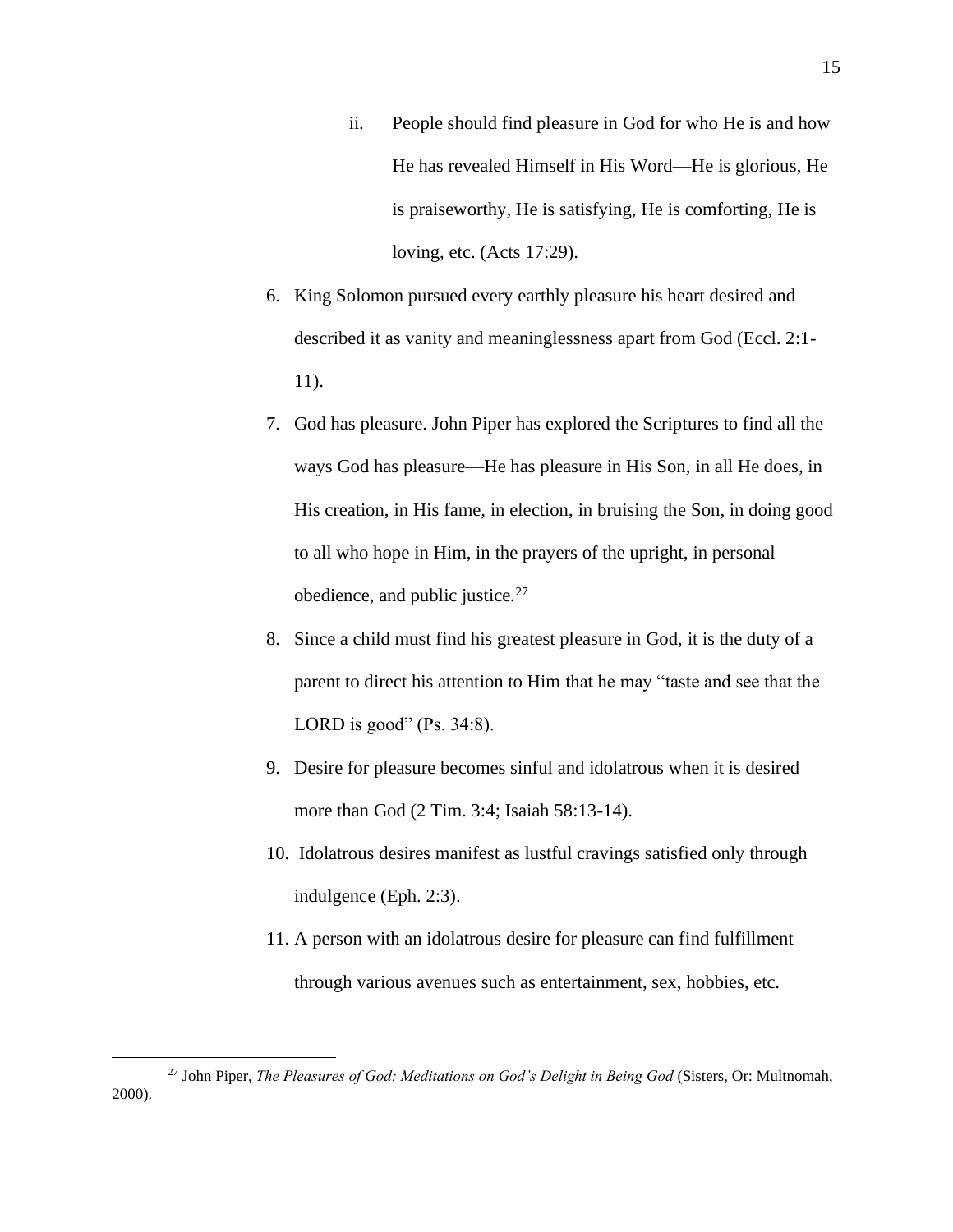ii. People should find pleasure in God for who He is and how He has revealed Himself in His Word—He is glorious, He is praiseworthy, He is satisfying, He is comforting, He is loving, etc. (Acts 17:29).

6. King Solomon pursued every earthly pleasure his heart desired and described it as vanity and meaninglessness apart from God (Eccl. 2:1-11).
7. God has pleasure. John Piper has explored the Scriptures to find all the ways God has pleasure—He has pleasure in His Son, in all He does, in His creation, in His fame, in election, in bruising the Son, in doing good to all who hope in Him, in the prayers of the upright, in personal obedience, and public justice.[27]
8. Since a child must find his greatest pleasure in God, it is the duty of a parent to direct his attention to Him that he may "taste and see that the LORD is good" (Ps. 34:8).
9. Desire for pleasure becomes sinful and idolatrous when it is desired more than God (2 Tim. 3:4; Isaiah 58:13-14).
10. Idolatrous desires manifest as lustful cravings satisfied only through indulgence (Eph. 2:3).
11. A person with an idolatrous desire for pleasure can find fulfillment through various avenues such as entertainment, sex, hobbies, etc.

---

[27] John Piper, *The Pleasures of God: Meditations on God's Delight in Being God* (Sisters, Or: Multnomah, 2000).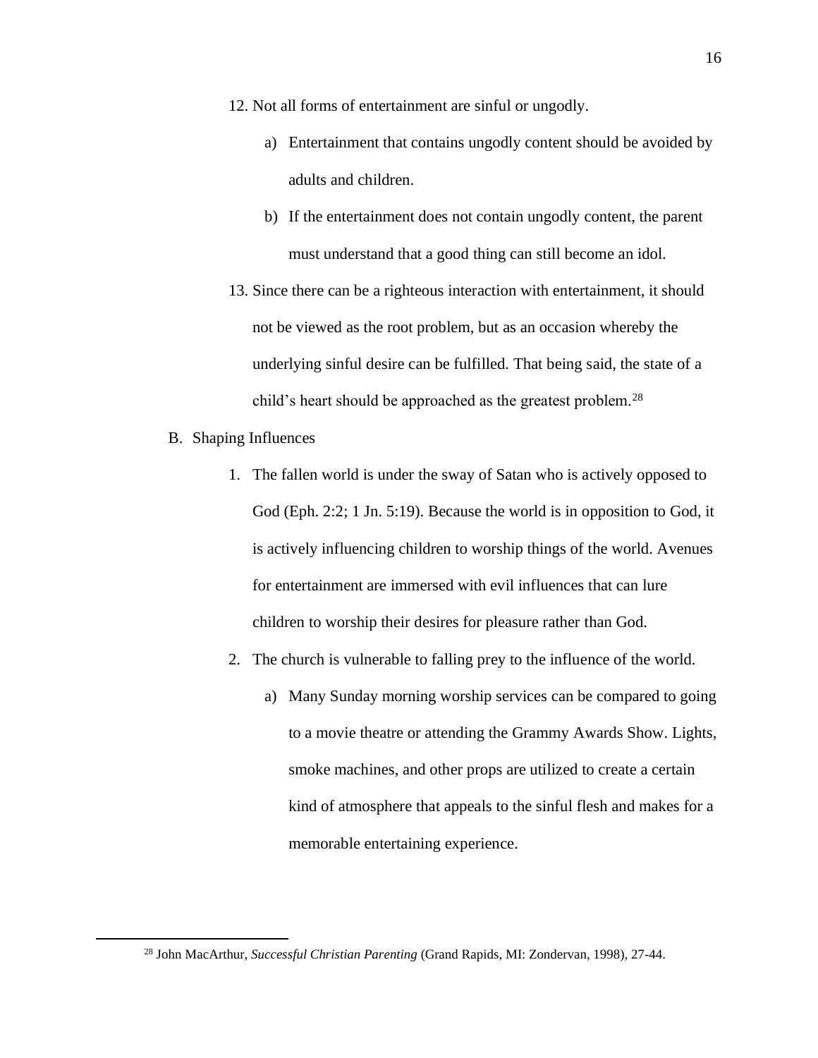12. Not all forms of entertainment are sinful or ungodly.
    a) Entertainment that contains ungodly content should be avoided by adults and children.
    b) If the entertainment does not contain ungodly content, the parent must understand that a good thing can still become an idol.
13. Since there can be a righteous interaction with entertainment, it should not be viewed as the root problem, but as an occasion whereby the underlying sinful desire can be fulfilled. That being said, the state of a child's heart should be approached as the greatest problem.[28]

B. Shaping Influences

1. The fallen world is under the sway of Satan who is actively opposed to God (Eph. 2:2; 1 Jn. 5:19). Because the world is in opposition to God, it is actively influencing children to worship things of the world. Avenues for entertainment are immersed with evil influences that can lure children to worship their desires for pleasure rather than God.
2. The church is vulnerable to falling prey to the influence of the world.
    a) Many Sunday morning worship services can be compared to going to a movie theatre or attending the Grammy Awards Show. Lights, smoke machines, and other props are utilized to create a certain kind of atmosphere that appeals to the sinful flesh and makes for a memorable entertaining experience.

---

[28] John MacArthur, *Successful Christian Parenting* (Grand Rapids, MI: Zondervan, 1998), 27-44.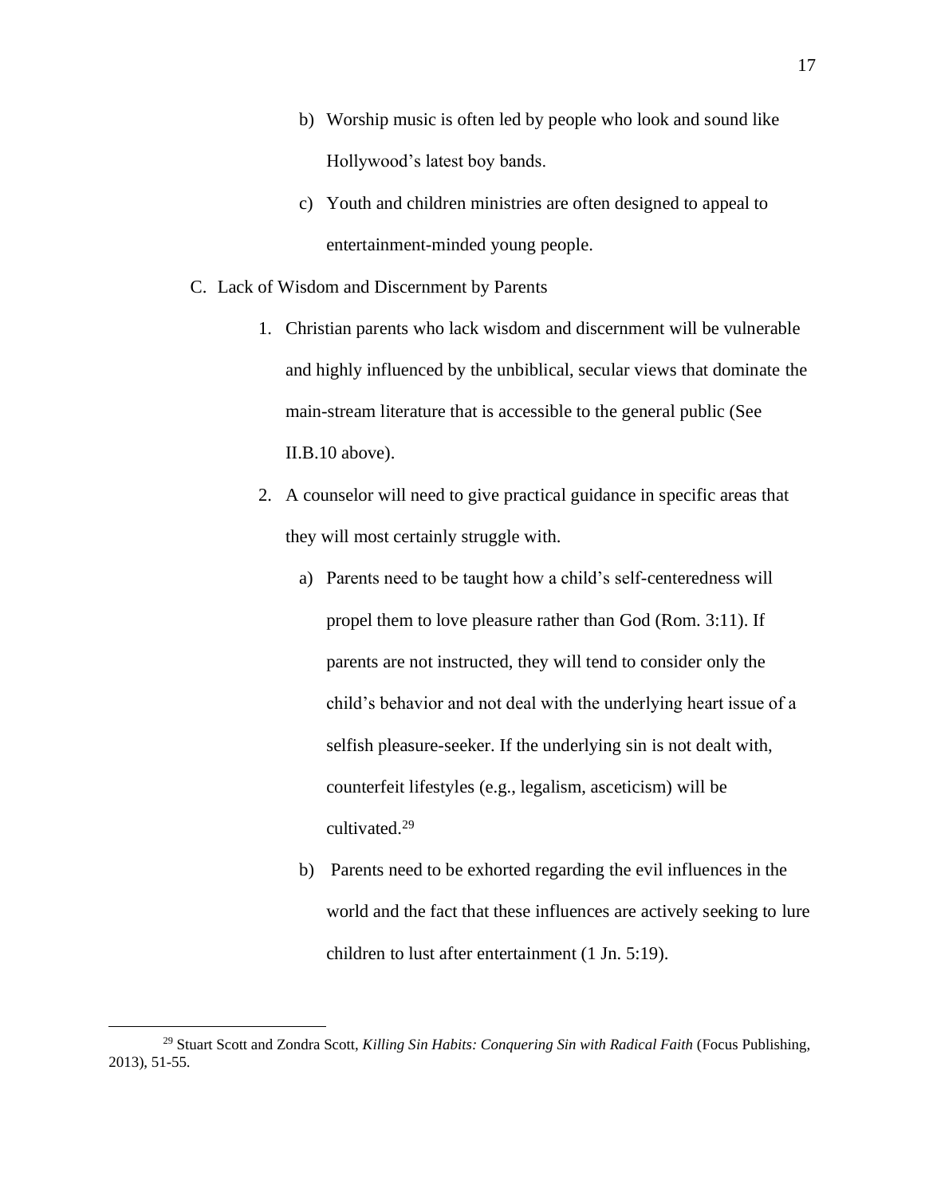b) Worship music is often led by people who look and sound like Hollywood's latest boy bands.

c) Youth and children ministries are often designed to appeal to entertainment-minded young people.

C. Lack of Wisdom and Discernment by Parents

1. Christian parents who lack wisdom and discernment will be vulnerable and highly influenced by the unbiblical, secular views that dominate the main-stream literature that is accessible to the general public (See II.B.10 above).

2. A counselor will need to give practical guidance in specific areas that they will most certainly struggle with.

   a) Parents need to be taught how a child's self-centeredness will propel them to love pleasure rather than God (Rom. 3:11). If parents are not instructed, they will tend to consider only the child's behavior and not deal with the underlying heart issue of a selfish pleasure-seeker. If the underlying sin is not dealt with, counterfeit lifestyles (e.g., legalism, asceticism) will be cultivated.[29]

   b) Parents need to be exhorted regarding the evil influences in the world and the fact that these influences are actively seeking to lure children to lust after entertainment (1 Jn. 5:19).

---

[29] Stuart Scott and Zondra Scott, *Killing Sin Habits: Conquering Sin with Radical Faith* (Focus Publishing, 2013), 51-55.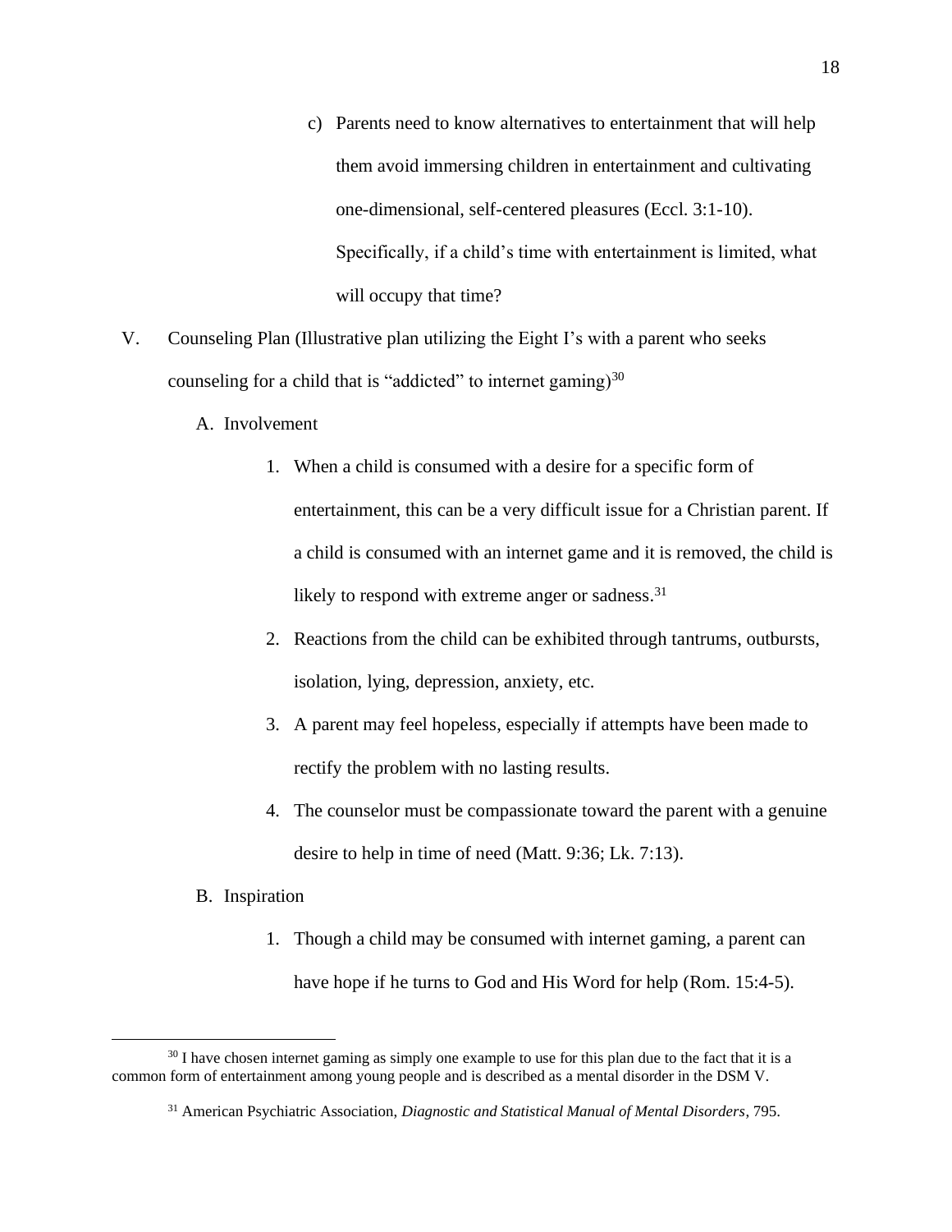c) Parents need to know alternatives to entertainment that will help them avoid immersing children in entertainment and cultivating one-dimensional, self-centered pleasures (Eccl. 3:1-10). Specifically, if a child's time with entertainment is limited, what will occupy that time?

V. Counseling Plan (Illustrative plan utilizing the Eight I's with a parent who seeks counseling for a child that is "addicted" to internet gaming)[30]

A. Involvement

1. When a child is consumed with a desire for a specific form of entertainment, this can be a very difficult issue for a Christian parent. If a child is consumed with an internet game and it is removed, the child is likely to respond with extreme anger or sadness.[31]
2. Reactions from the child can be exhibited through tantrums, outbursts, isolation, lying, depression, anxiety, etc.
3. A parent may feel hopeless, especially if attempts have been made to rectify the problem with no lasting results.
4. The counselor must be compassionate toward the parent with a genuine desire to help in time of need (Matt. 9:36; Lk. 7:13).

B. Inspiration

1. Though a child may be consumed with internet gaming, a parent can have hope if he turns to God and His Word for help (Rom. 15:4-5).

---

[30] I have chosen internet gaming as simply one example to use for this plan due to the fact that it is a common form of entertainment among young people and is described as a mental disorder in the DSM V.

[31] American Psychiatric Association, *Diagnostic and Statistical Manual of Mental Disorders*, 795.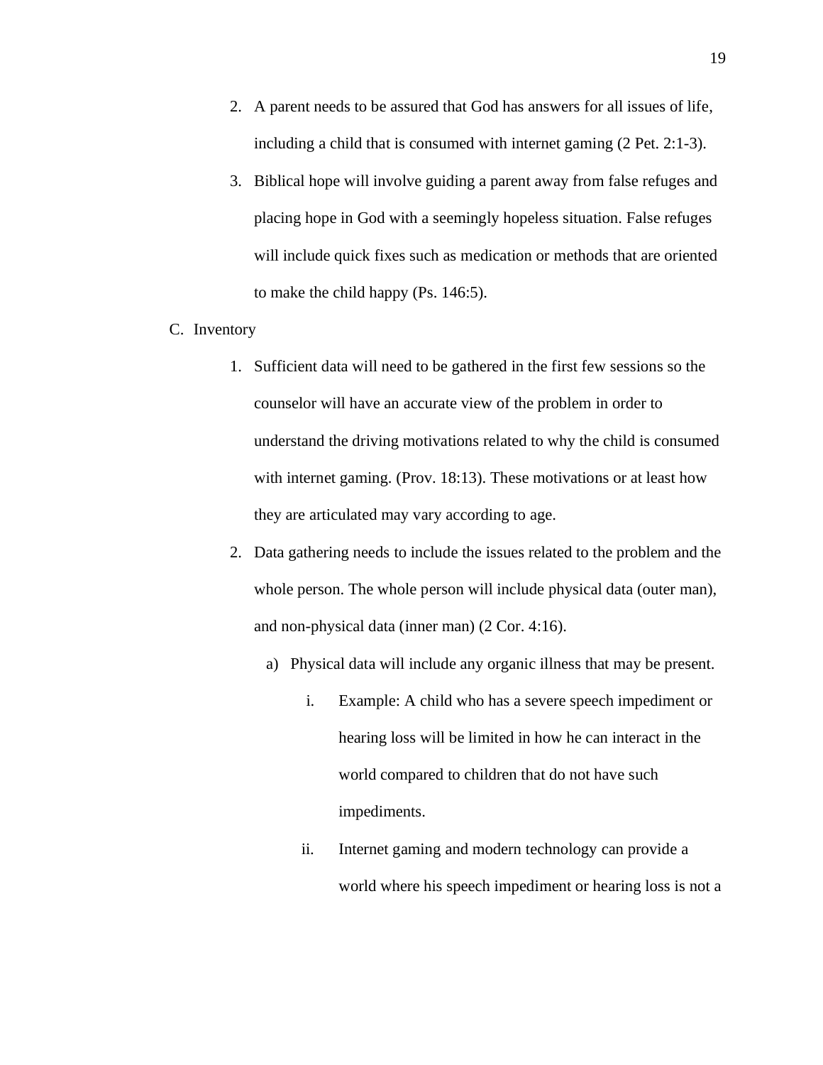2. A parent needs to be assured that God has answers for all issues of life, including a child that is consumed with internet gaming (2 Pet. 2:1-3).
3. Biblical hope will involve guiding a parent away from false refuges and placing hope in God with a seemingly hopeless situation. False refuges will include quick fixes such as medication or methods that are oriented to make the child happy (Ps. 146:5).

C. Inventory

1. Sufficient data will need to be gathered in the first few sessions so the counselor will have an accurate view of the problem in order to understand the driving motivations related to why the child is consumed with internet gaming. (Prov. 18:13). These motivations or at least how they are articulated may vary according to age.
2. Data gathering needs to include the issues related to the problem and the whole person. The whole person will include physical data (outer man), and non-physical data (inner man) (2 Cor. 4:16).
   a) Physical data will include any organic illness that may be present.
      i. Example: A child who has a severe speech impediment or hearing loss will be limited in how he can interact in the world compared to children that do not have such impediments.
      ii. Internet gaming and modern technology can provide a world where his speech impediment or hearing loss is not a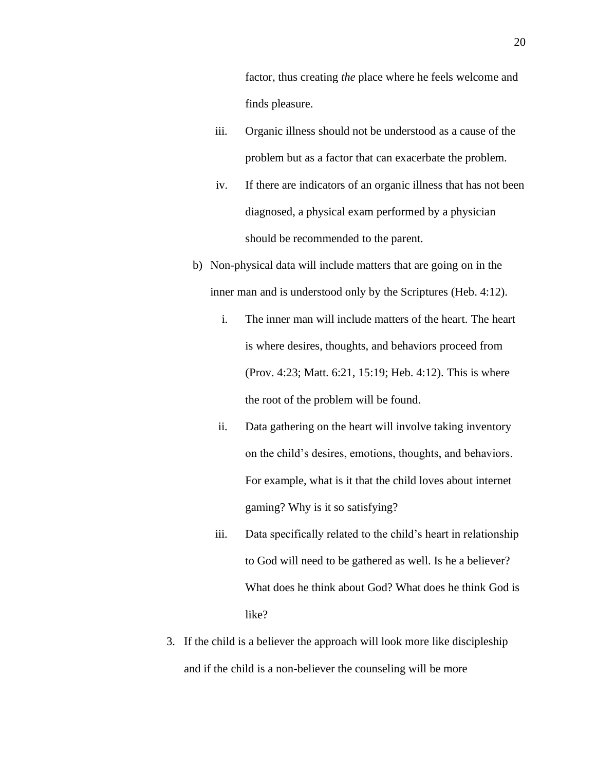factor, thus creating *the* place where he feels welcome and finds pleasure.

iii. Organic illness should not be understood as a cause of the problem but as a factor that can exacerbate the problem.

iv. If there are indicators of an organic illness that has not been diagnosed, a physical exam performed by a physician should be recommended to the parent.

b) Non-physical data will include matters that are going on in the inner man and is understood only by the Scriptures (Heb. 4:12).

i. The inner man will include matters of the heart. The heart is where desires, thoughts, and behaviors proceed from (Prov. 4:23; Matt. 6:21, 15:19; Heb. 4:12). This is where the root of the problem will be found.

ii. Data gathering on the heart will involve taking inventory on the child's desires, emotions, thoughts, and behaviors. For example, what is it that the child loves about internet gaming? Why is it so satisfying?

iii. Data specifically related to the child's heart in relationship to God will need to be gathered as well. Is he a believer? What does he think about God? What does he think God is like?

3. If the child is a believer the approach will look more like discipleship and if the child is a non-believer the counseling will be more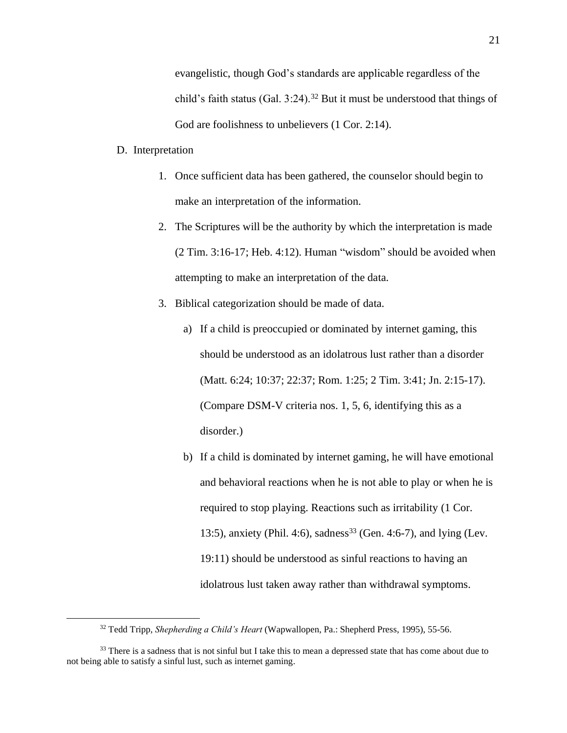evangelistic, though God's standards are applicable regardless of the child's faith status (Gal. 3:24).[32] But it must be understood that things of God are foolishness to unbelievers (1 Cor. 2:14).

D. Interpretation

1. Once sufficient data has been gathered, the counselor should begin to make an interpretation of the information.
2. The Scriptures will be the authority by which the interpretation is made (2 Tim. 3:16-17; Heb. 4:12). Human "wisdom" should be avoided when attempting to make an interpretation of the data.
3. Biblical categorization should be made of data.
   a) If a child is preoccupied or dominated by internet gaming, this should be understood as an idolatrous lust rather than a disorder (Matt. 6:24; 10:37; 22:37; Rom. 1:25; 2 Tim. 3:41; Jn. 2:15-17). (Compare DSM-V criteria nos. 1, 5, 6, identifying this as a disorder.)
   b) If a child is dominated by internet gaming, he will have emotional and behavioral reactions when he is not able to play or when he is required to stop playing. Reactions such as irritability (1 Cor. 13:5), anxiety (Phil. 4:6), sadness[33] (Gen. 4:6-7), and lying (Lev. 19:11) should be understood as sinful reactions to having an idolatrous lust taken away rather than withdrawal symptoms.

---

[32] Tedd Tripp, *Shepherding a Child's Heart* (Wapwallopen, Pa.: Shepherd Press, 1995), 55-56.

[33] There is a sadness that is not sinful but I take this to mean a depressed state that has come about due to not being able to satisfy a sinful lust, such as internet gaming.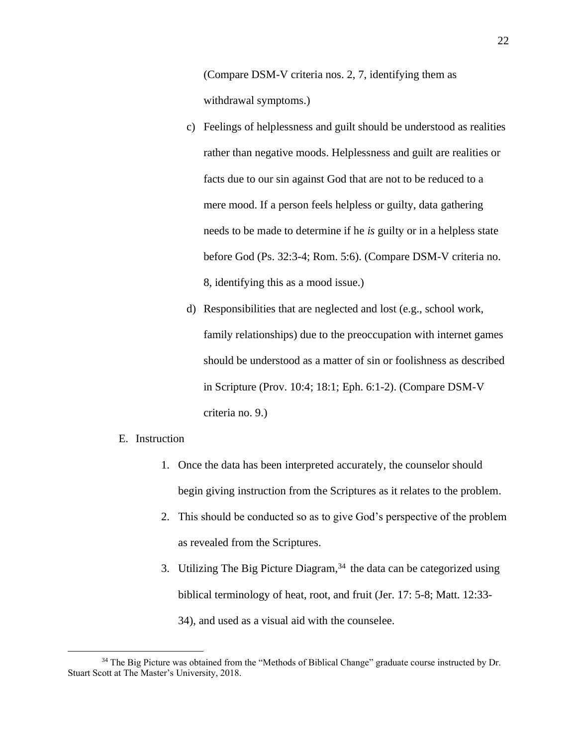(Compare DSM-V criteria nos. 2, 7, identifying them as withdrawal symptoms.)

c) Feelings of helplessness and guilt should be understood as realities rather than negative moods. Helplessness and guilt are realities or facts due to our sin against God that are not to be reduced to a mere mood. If a person feels helpless or guilty, data gathering needs to be made to determine if he *is* guilty or in a helpless state before God (Ps. 32:3-4; Rom. 5:6). (Compare DSM-V criteria no. 8, identifying this as a mood issue.)

d) Responsibilities that are neglected and lost (e.g., school work, family relationships) due to the preoccupation with internet games should be understood as a matter of sin or foolishness as described in Scripture (Prov. 10:4; 18:1; Eph. 6:1-2). (Compare DSM-V criteria no. 9.)

E. Instruction

1. Once the data has been interpreted accurately, the counselor should begin giving instruction from the Scriptures as it relates to the problem.
2. This should be conducted so as to give God's perspective of the problem as revealed from the Scriptures.
3. Utilizing The Big Picture Diagram,[34] the data can be categorized using biblical terminology of heat, root, and fruit (Jer. 17: 5-8; Matt. 12:33-34), and used as a visual aid with the counselee.

[34] The Big Picture was obtained from the "Methods of Biblical Change" graduate course instructed by Dr. Stuart Scott at The Master's University, 2018.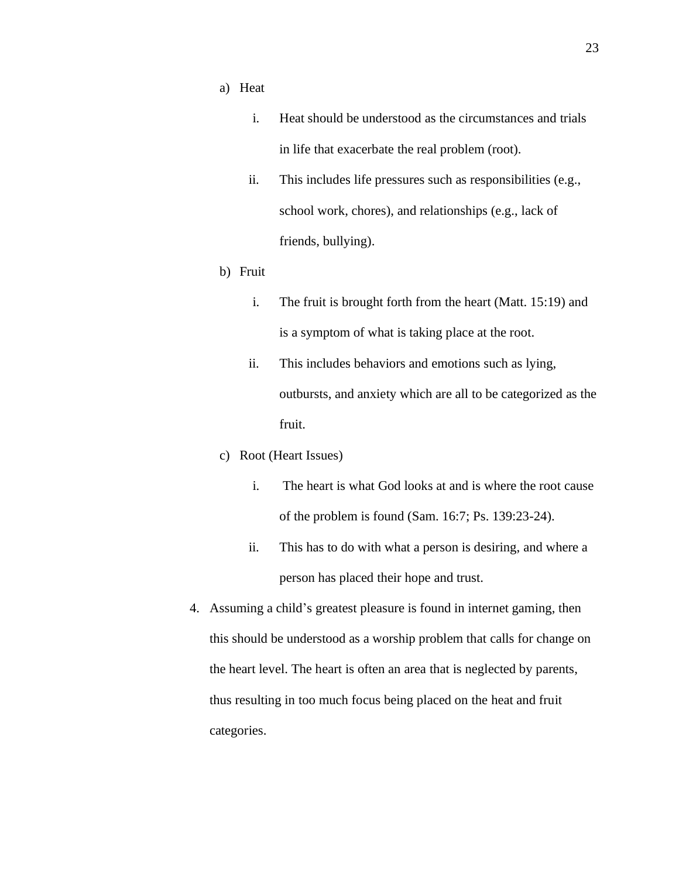a) Heat

   i. Heat should be understood as the circumstances and trials in life that exacerbate the real problem (root).

   ii. This includes life pressures such as responsibilities (e.g., school work, chores), and relationships (e.g., lack of friends, bullying).

b) Fruit

   i. The fruit is brought forth from the heart (Matt. 15:19) and is a symptom of what is taking place at the root.

   ii. This includes behaviors and emotions such as lying, outbursts, and anxiety which are all to be categorized as the fruit.

c) Root (Heart Issues)

   i. The heart is what God looks at and is where the root cause of the problem is found (Sam. 16:7; Ps. 139:23-24).

   ii. This has to do with what a person is desiring, and where a person has placed their hope and trust.

4. Assuming a child's greatest pleasure is found in internet gaming, then this should be understood as a worship problem that calls for change on the heart level. The heart is often an area that is neglected by parents, thus resulting in too much focus being placed on the heat and fruit categories.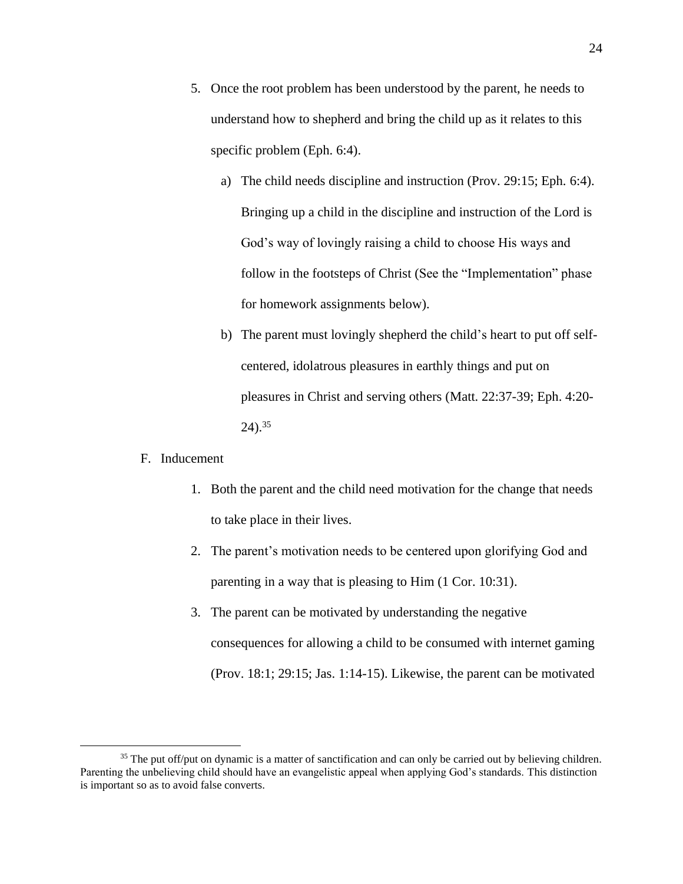5. Once the root problem has been understood by the parent, he needs to understand how to shepherd and bring the child up as it relates to this specific problem (Eph. 6:4).

    a) The child needs discipline and instruction (Prov. 29:15; Eph. 6:4). Bringing up a child in the discipline and instruction of the Lord is God's way of lovingly raising a child to choose His ways and follow in the footsteps of Christ (See the "Implementation" phase for homework assignments below).

    b) The parent must lovingly shepherd the child's heart to put off self-centered, idolatrous pleasures in earthly things and put on pleasures in Christ and serving others (Matt. 22:37-39; Eph. 4:20-24).[35]

F. Inducement

1. Both the parent and the child need motivation for the change that needs to take place in their lives.

2. The parent's motivation needs to be centered upon glorifying God and parenting in a way that is pleasing to Him (1 Cor. 10:31).

3. The parent can be motivated by understanding the negative consequences for allowing a child to be consumed with internet gaming (Prov. 18:1; 29:15; Jas. 1:14-15). Likewise, the parent can be motivated

---

[35] The put off/put on dynamic is a matter of sanctification and can only be carried out by believing children. Parenting the unbelieving child should have an evangelistic appeal when applying God's standards. This distinction is important so as to avoid false converts.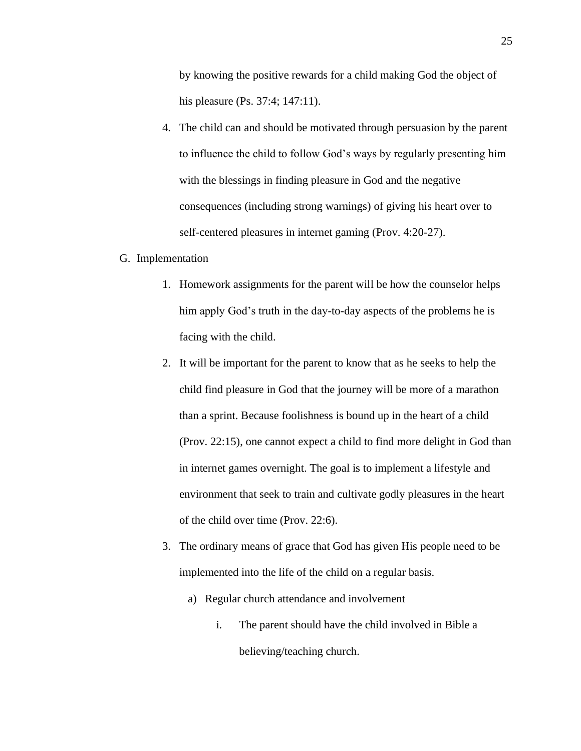by knowing the positive rewards for a child making God the object of his pleasure (Ps. 37:4; 147:11).

4. The child can and should be motivated through persuasion by the parent to influence the child to follow God's ways by regularly presenting him with the blessings in finding pleasure in God and the negative consequences (including strong warnings) of giving his heart over to self-centered pleasures in internet gaming (Prov. 4:20-27).

G. Implementation

1. Homework assignments for the parent will be how the counselor helps him apply God's truth in the day-to-day aspects of the problems he is facing with the child.
2. It will be important for the parent to know that as he seeks to help the child find pleasure in God that the journey will be more of a marathon than a sprint. Because foolishness is bound up in the heart of a child (Prov. 22:15), one cannot expect a child to find more delight in God than in internet games overnight. The goal is to implement a lifestyle and environment that seek to train and cultivate godly pleasures in the heart of the child over time (Prov. 22:6).
3. The ordinary means of grace that God has given His people need to be implemented into the life of the child on a regular basis.
    a) Regular church attendance and involvement
        i. The parent should have the child involved in Bible a believing/teaching church.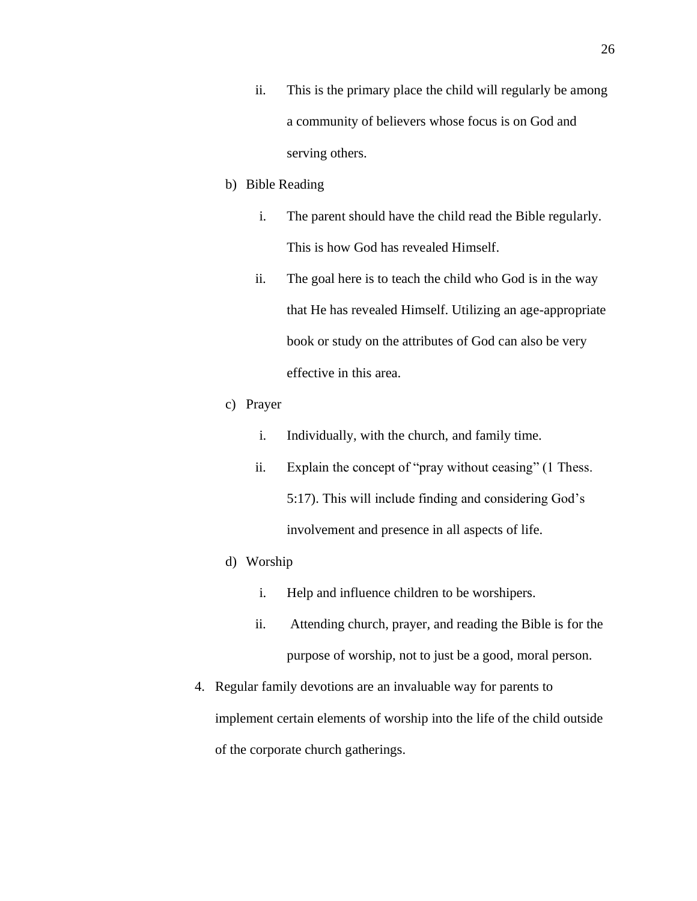ii. This is the primary place the child will regularly be among a community of believers whose focus is on God and serving others.

b) Bible Reading

   i. The parent should have the child read the Bible regularly. This is how God has revealed Himself.

   ii. The goal here is to teach the child who God is in the way that He has revealed Himself. Utilizing an age-appropriate book or study on the attributes of God can also be very effective in this area.

c) Prayer

   i. Individually, with the church, and family time.

   ii. Explain the concept of "pray without ceasing" (1 Thess. 5:17). This will include finding and considering God's involvement and presence in all aspects of life.

d) Worship

   i. Help and influence children to be worshipers.

   ii. Attending church, prayer, and reading the Bible is for the purpose of worship, not to just be a good, moral person.

4. Regular family devotions are an invaluable way for parents to implement certain elements of worship into the life of the child outside of the corporate church gatherings.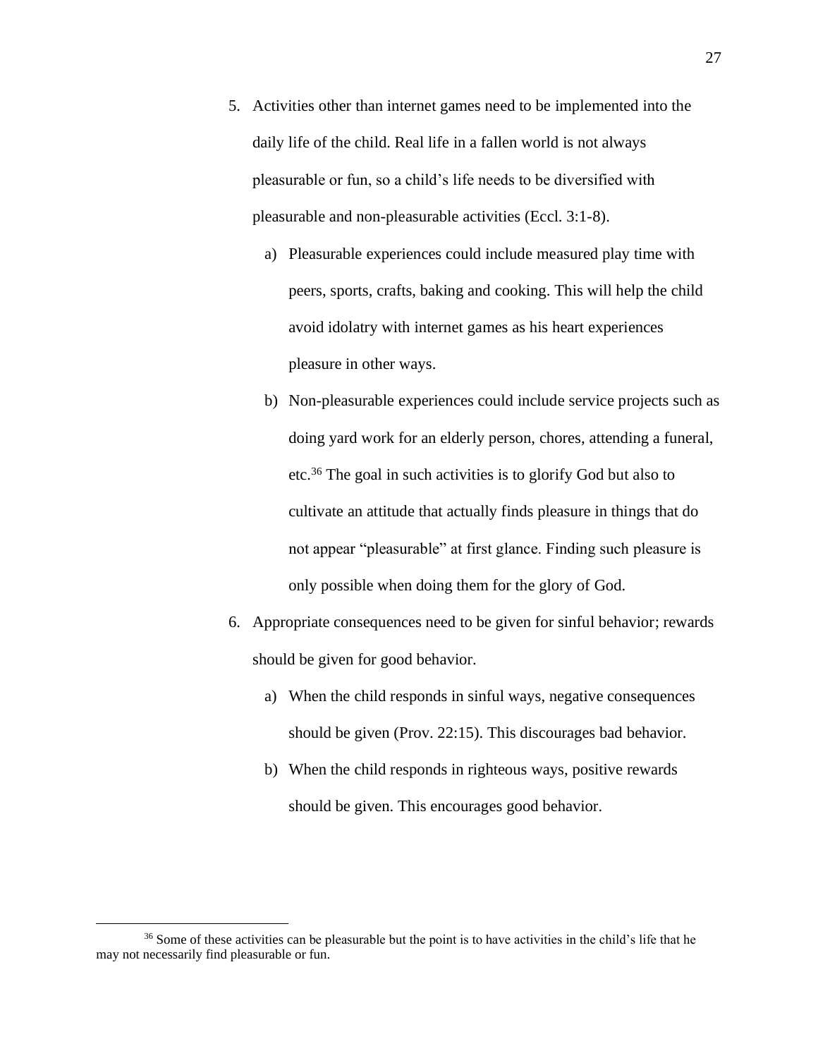5. Activities other than internet games need to be implemented into the daily life of the child. Real life in a fallen world is not always pleasurable or fun, so a child's life needs to be diversified with pleasurable and non-pleasurable activities (Eccl. 3:1-8).

   a) Pleasurable experiences could include measured play time with peers, sports, crafts, baking and cooking. This will help the child avoid idolatry with internet games as his heart experiences pleasure in other ways.

   b) Non-pleasurable experiences could include service projects such as doing yard work for an elderly person, chores, attending a funeral, etc.[36] The goal in such activities is to glorify God but also to cultivate an attitude that actually finds pleasure in things that do not appear "pleasurable" at first glance. Finding such pleasure is only possible when doing them for the glory of God.

6. Appropriate consequences need to be given for sinful behavior; rewards should be given for good behavior.

   a) When the child responds in sinful ways, negative consequences should be given (Prov. 22:15). This discourages bad behavior.

   b) When the child responds in righteous ways, positive rewards should be given. This encourages good behavior.

---

[36] Some of these activities can be pleasurable but the point is to have activities in the child's life that he may not necessarily find pleasurable or fun.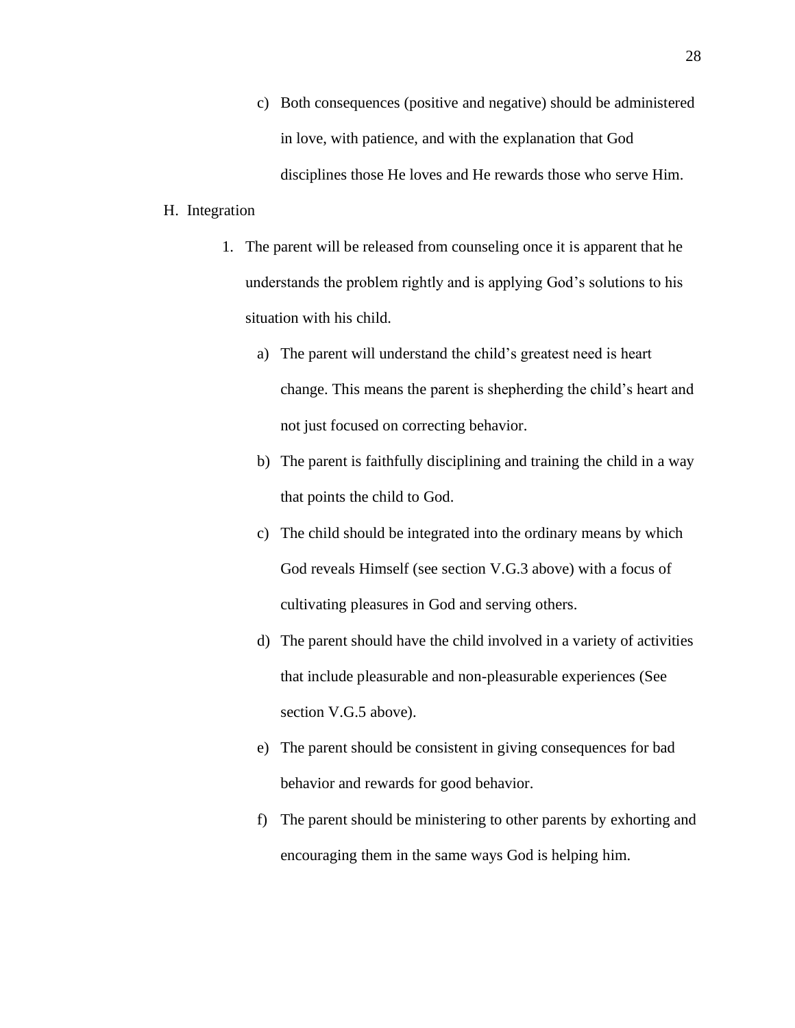c) Both consequences (positive and negative) should be administered in love, with patience, and with the explanation that God disciplines those He loves and He rewards those who serve Him.

H. Integration

1. The parent will be released from counseling once it is apparent that he understands the problem rightly and is applying God's solutions to his situation with his child.

   a) The parent will understand the child's greatest need is heart change. This means the parent is shepherding the child's heart and not just focused on correcting behavior.

   b) The parent is faithfully disciplining and training the child in a way that points the child to God.

   c) The child should be integrated into the ordinary means by which God reveals Himself (see section V.G.3 above) with a focus of cultivating pleasures in God and serving others.

   d) The parent should have the child involved in a variety of activities that include pleasurable and non-pleasurable experiences (See section V.G.5 above).

   e) The parent should be consistent in giving consequences for bad behavior and rewards for good behavior.

   f) The parent should be ministering to other parents by exhorting and encouraging them in the same ways God is helping him.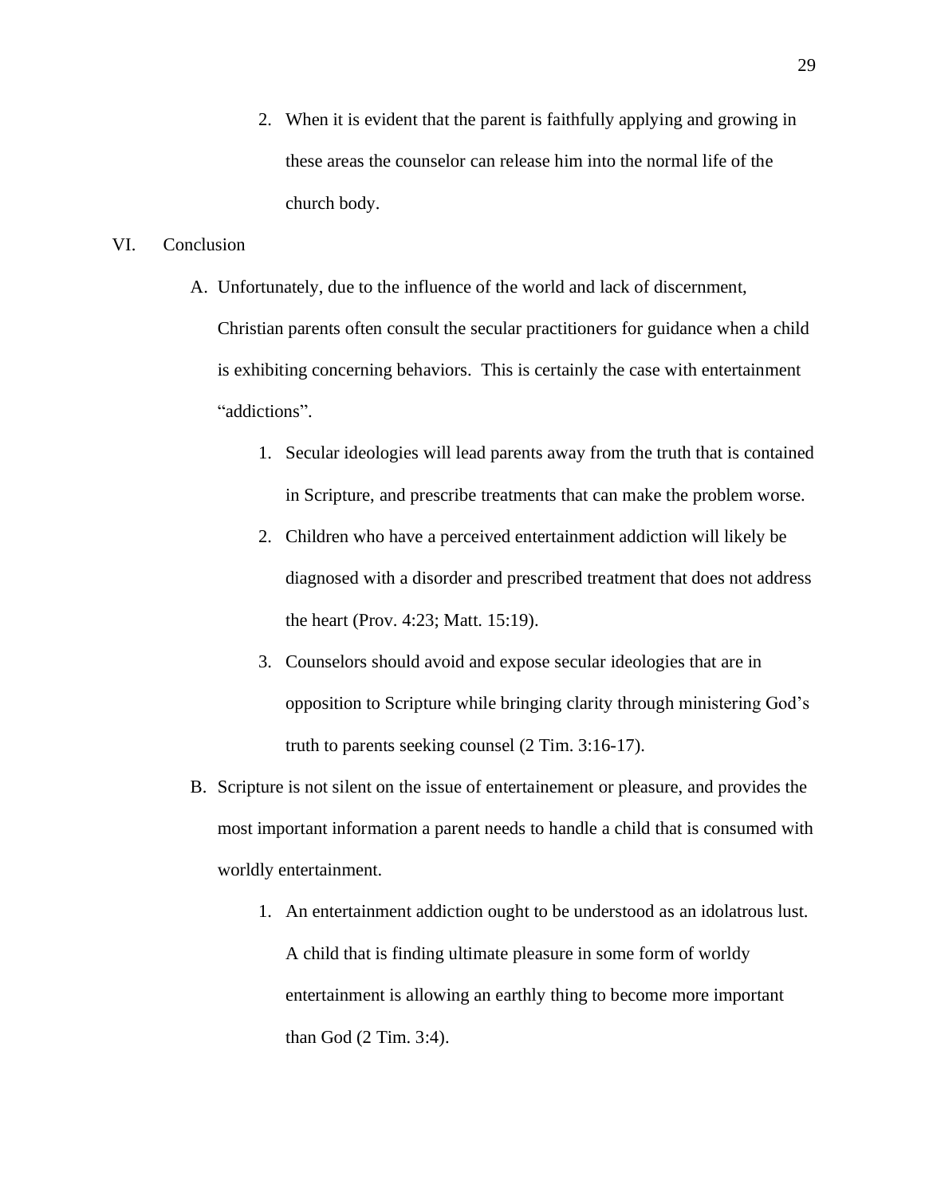2. When it is evident that the parent is faithfully applying and growing in these areas the counselor can release him into the normal life of the church body.

VI. Conclusion

A. Unfortunately, due to the influence of the world and lack of discernment, Christian parents often consult the secular practitioners for guidance when a child is exhibiting concerning behaviors. This is certainly the case with entertainment "addictions".

1. Secular ideologies will lead parents away from the truth that is contained in Scripture, and prescribe treatments that can make the problem worse.

2. Children who have a perceived entertainment addiction will likely be diagnosed with a disorder and prescribed treatment that does not address the heart (Prov. 4:23; Matt. 15:19).

3. Counselors should avoid and expose secular ideologies that are in opposition to Scripture while bringing clarity through ministering God's truth to parents seeking counsel (2 Tim. 3:16-17).

B. Scripture is not silent on the issue of entertainement or pleasure, and provides the most important information a parent needs to handle a child that is consumed with worldly entertainment.

1. An entertainment addiction ought to be understood as an idolatrous lust. A child that is finding ultimate pleasure in some form of worldy entertainment is allowing an earthly thing to become more important than God (2 Tim. 3:4).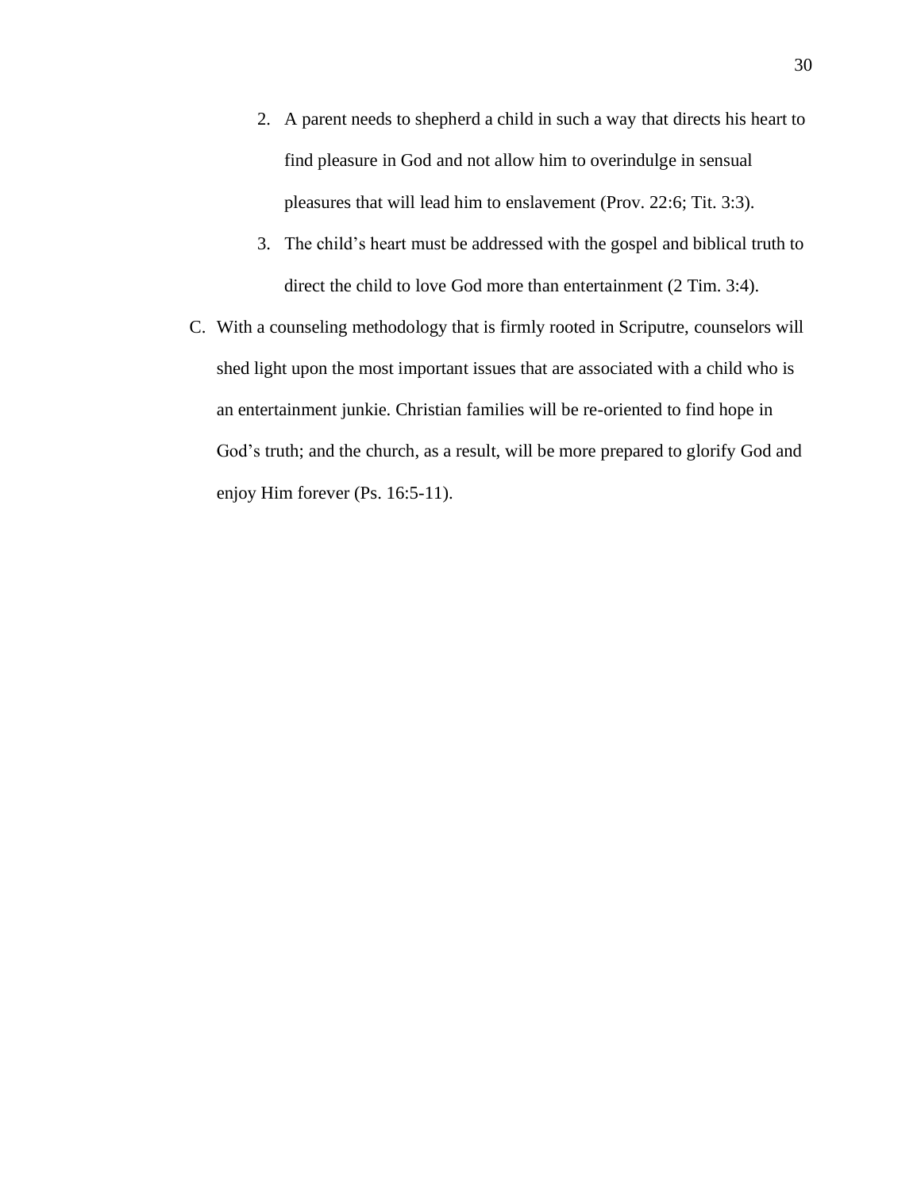2. A parent needs to shepherd a child in such a way that directs his heart to find pleasure in God and not allow him to overindulge in sensual pleasures that will lead him to enslavement (Prov. 22:6; Tit. 3:3).
3. The child's heart must be addressed with the gospel and biblical truth to direct the child to love God more than entertainment (2 Tim. 3:4).

C. With a counseling methodology that is firmly rooted in Scriputre, counselors will shed light upon the most important issues that are associated with a child who is an entertainment junkie. Christian families will be re-oriented to find hope in God's truth; and the church, as a result, will be more prepared to glorify God and enjoy Him forever (Ps. 16:5-11).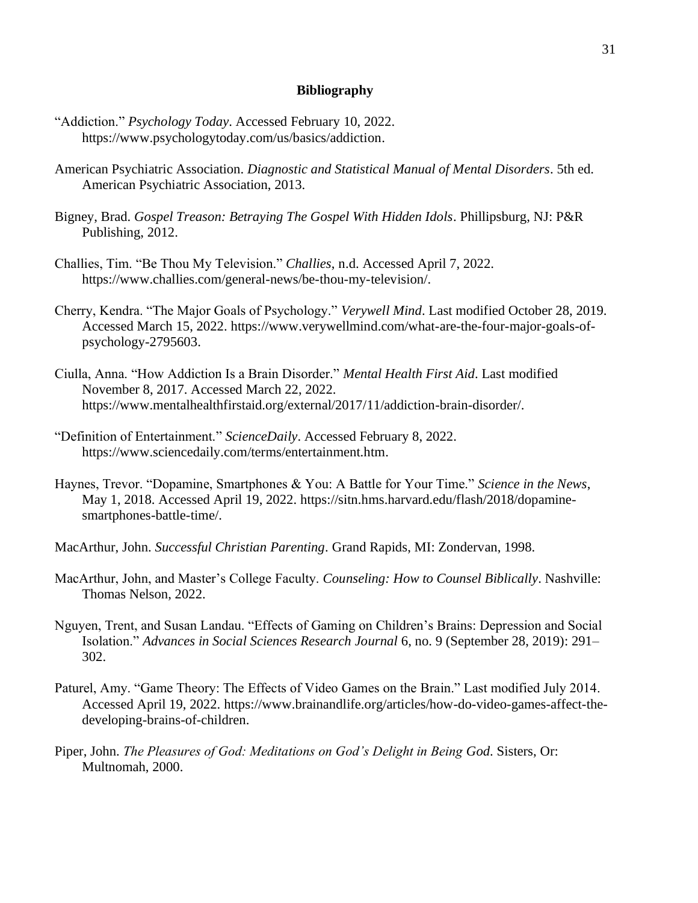## Bibliography

"Addiction." *Psychology Today*. Accessed February 10, 2022. https://www.psychologytoday.com/us/basics/addiction.

American Psychiatric Association. *Diagnostic and Statistical Manual of Mental Disorders*. 5th ed. American Psychiatric Association, 2013.

Bigney, Brad. *Gospel Treason: Betraying The Gospel With Hidden Idols*. Phillipsburg, NJ: P&R Publishing, 2012.

Challies, Tim. "Be Thou My Television." *Challies*, n.d. Accessed April 7, 2022. https://www.challies.com/general-news/be-thou-my-television/.

Cherry, Kendra. "The Major Goals of Psychology." *Verywell Mind*. Last modified October 28, 2019. Accessed March 15, 2022. https://www.verywellmind.com/what-are-the-four-major-goals-of-psychology-2795603.

Ciulla, Anna. "How Addiction Is a Brain Disorder." *Mental Health First Aid*. Last modified November 8, 2017. Accessed March 22, 2022. https://www.mentalhealthfirstaid.org/external/2017/11/addiction-brain-disorder/.

"Definition of Entertainment." *ScienceDaily*. Accessed February 8, 2022. https://www.sciencedaily.com/terms/entertainment.htm.

Haynes, Trevor. "Dopamine, Smartphones & You: A Battle for Your Time." *Science in the News*, May 1, 2018. Accessed April 19, 2022. https://sitn.hms.harvard.edu/flash/2018/dopamine-smartphones-battle-time/.

MacArthur, John. *Successful Christian Parenting*. Grand Rapids, MI: Zondervan, 1998.

MacArthur, John, and Master's College Faculty. *Counseling: How to Counsel Biblically*. Nashville: Thomas Nelson, 2022.

Nguyen, Trent, and Susan Landau. "Effects of Gaming on Children's Brains: Depression and Social Isolation." *Advances in Social Sciences Research Journal* 6, no. 9 (September 28, 2019): 291–302.

Paturel, Amy. "Game Theory: The Effects of Video Games on the Brain." Last modified July 2014. Accessed April 19, 2022. https://www.brainandlife.org/articles/how-do-video-games-affect-the-developing-brains-of-children.

Piper, John. *The Pleasures of God: Meditations on God's Delight in Being God*. Sisters, Or: Multnomah, 2000.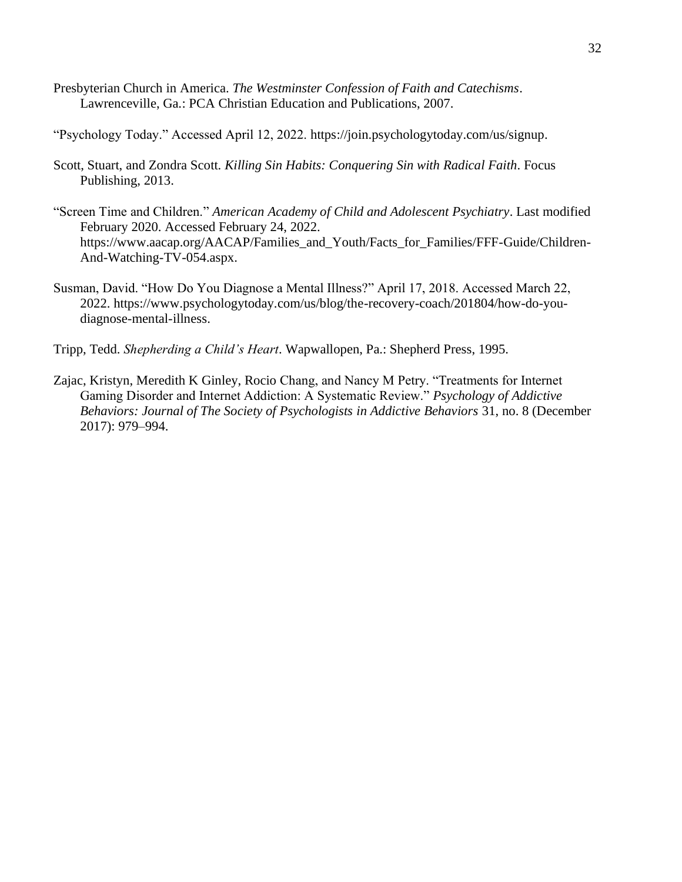Presbyterian Church in America. *The Westminster Confession of Faith and Catechisms*. Lawrenceville, Ga.: PCA Christian Education and Publications, 2007.

"Psychology Today." Accessed April 12, 2022. https://join.psychologytoday.com/us/signup.

Scott, Stuart, and Zondra Scott. *Killing Sin Habits: Conquering Sin with Radical Faith*. Focus Publishing, 2013.

"Screen Time and Children." *American Academy of Child and Adolescent Psychiatry*. Last modified February 2020. Accessed February 24, 2022. https://www.aacap.org/AACAP/Families_and_Youth/Facts_for_Families/FFF-Guide/Children-And-Watching-TV-054.aspx.

Susman, David. "How Do You Diagnose a Mental Illness?" April 17, 2018. Accessed March 22, 2022. https://www.psychologytoday.com/us/blog/the-recovery-coach/201804/how-do-you-diagnose-mental-illness.

Tripp, Tedd. *Shepherding a Child's Heart*. Wapwallopen, Pa.: Shepherd Press, 1995.

Zajac, Kristyn, Meredith K Ginley, Rocio Chang, and Nancy M Petry. "Treatments for Internet Gaming Disorder and Internet Addiction: A Systematic Review." *Psychology of Addictive Behaviors: Journal of The Society of Psychologists in Addictive Behaviors* 31, no. 8 (December 2017): 979–994.